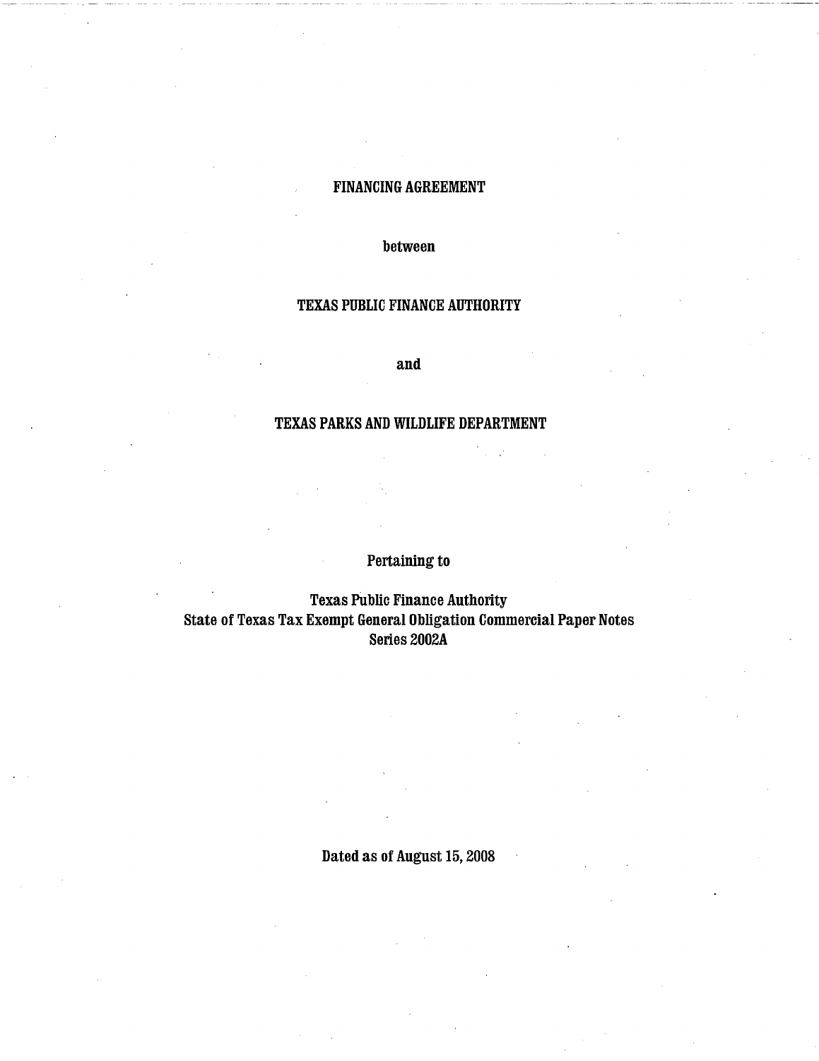# FINANCING AGREEMENT

between

TEXAS PUBLIC FINANCE AUTHORITY

and

TEXAS PARKS AND WILDLIFE DEPARTMENT

Pertaining to

Texas Public Finance Authority
State of Texas Tax Exempt General Obligation Commercial Paper Notes
Series 2002A

Dated as of August 15, 2008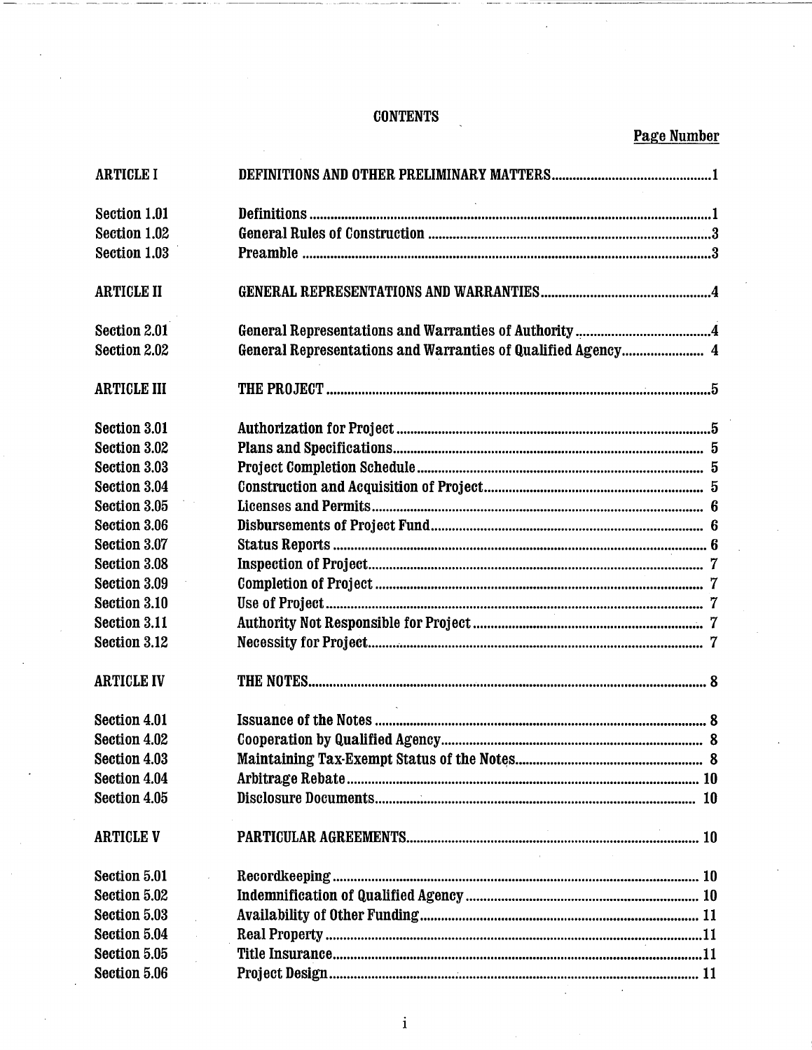# CONTENTS

| | | Page Number |
|---|---|---|
| ARTICLE I | DEFINITIONS AND OTHER PRELIMINARY MATTERS | 1 |
| Section 1.01 | Definitions | 1 |
| Section 1.02 | General Rules of Construction | 3 |
| Section 1.03 | Preamble | 3 |
| ARTICLE II | GENERAL REPRESENTATIONS AND WARRANTIES | 4 |
| Section 2.01 | General Representations and Warranties of Authority | 4 |
| Section 2.02 | General Representations and Warranties of Qualified Agency | 4 |
| ARTICLE III | THE PROJECT | 5 |
| Section 3.01 | Authorization for Project | 5 |
| Section 3.02 | Plans and Specifications | 5 |
| Section 3.03 | Project Completion Schedule | 5 |
| Section 3.04 | Construction and Acquisition of Project | 5 |
| Section 3.05 | Licenses and Permits | 6 |
| Section 3.06 | Disbursements of Project Fund | 6 |
| Section 3.07 | Status Reports | 6 |
| Section 3.08 | Inspection of Project | 7 |
| Section 3.09 | Completion of Project | 7 |
| Section 3.10 | Use of Project | 7 |
| Section 3.11 | Authority Not Responsible for Project | 7 |
| Section 3.12 | Necessity for Project | 7 |
| ARTICLE IV | THE NOTES | 8 |
| Section 4.01 | Issuance of the Notes | 8 |
| Section 4.02 | Cooperation by Qualified Agency | 8 |
| Section 4.03 | Maintaining Tax-Exempt Status of the Notes | 8 |
| Section 4.04 | Arbitrage Rebate | 10 |
| Section 4.05 | Disclosure Documents | 10 |
| ARTICLE V | PARTICULAR AGREEMENTS | 10 |
| Section 5.01 | Recordkeeping | 10 |
| Section 5.02 | Indemnification of Qualified Agency | 10 |
| Section 5.03 | Availability of Other Funding | 11 |
| Section 5.04 | Real Property | 11 |
| Section 5.05 | Title Insurance | 11 |
| Section 5.06 | Project Design | 11 |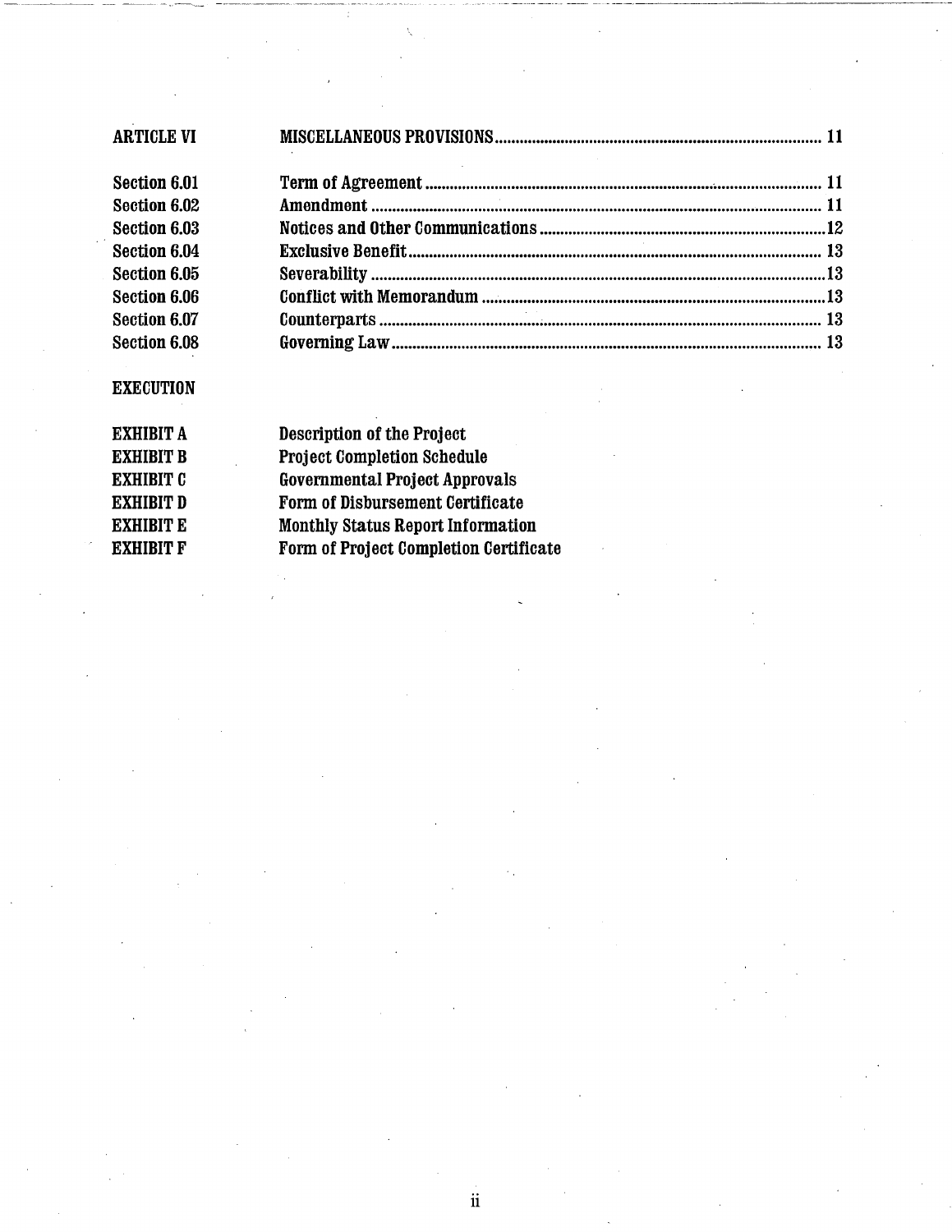| | | |
|---|---|---|
| **ARTICLE VI** | **MISCELLANEOUS PROVISIONS** | **11** |
| **Section 6.01** | **Term of Agreement** | **11** |
| **Section 6.02** | **Amendment** | **11** |
| **Section 6.03** | **Notices and Other Communications** | **12** |
| **Section 6.04** | **Exclusive Benefit** | **13** |
| **Section 6.05** | **Severability** | **13** |
| **Section 6.06** | **Conflict with Memorandum** | **13** |
| **Section 6.07** | **Counterparts** | **13** |
| **Section 6.08** | **Governing Law** | **13** |

**EXECUTION**

| | |
|---|---|
| **EXHIBIT A** | **Description of the Project** |
| **EXHIBIT B** | **Project Completion Schedule** |
| **EXHIBIT C** | **Governmental Project Approvals** |
| **EXHIBIT D** | **Form of Disbursement Certificate** |
| **EXHIBIT E** | **Monthly Status Report Information** |
| **EXHIBIT F** | **Form of Project Completion Certificate** |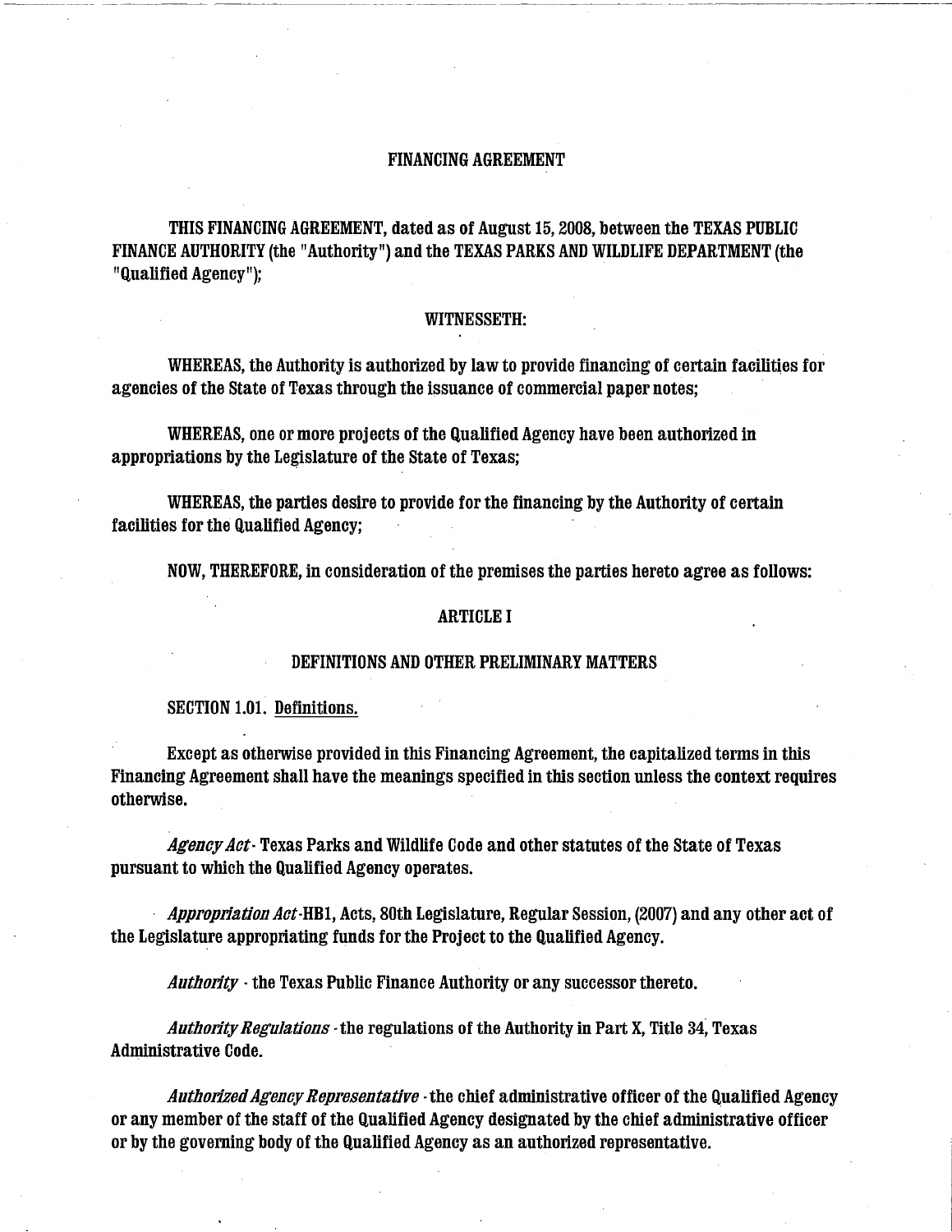# FINANCING AGREEMENT

THIS FINANCING AGREEMENT, dated as of August 15, 2008, between the TEXAS PUBLIC FINANCE AUTHORITY (the "Authority") and the TEXAS PARKS AND WILDLIFE DEPARTMENT (the "Qualified Agency");

## WITNESSETH:

WHEREAS, the Authority is authorized by law to provide financing of certain facilities for agencies of the State of Texas through the issuance of commercial paper notes;

WHEREAS, one or more projects of the Qualified Agency have been authorized in appropriations by the Legislature of the State of Texas;

WHEREAS, the parties desire to provide for the financing by the Authority of certain facilities for the Qualified Agency;

NOW, THEREFORE, in consideration of the premises the parties hereto agree as follows:

## ARTICLE I

## DEFINITIONS AND OTHER PRELIMINARY MATTERS

SECTION 1.01. Definitions.

Except as otherwise provided in this Financing Agreement, the capitalized terms in this Financing Agreement shall have the meanings specified in this section unless the context requires otherwise.

*Agency Act* - Texas Parks and Wildlife Code and other statutes of the State of Texas pursuant to which the Qualified Agency operates.

*Appropriation Act* -HB1, Acts, 80th Legislature, Regular Session, (2007) and any other act of the Legislature appropriating funds for the Project to the Qualified Agency.

*Authority* - the Texas Public Finance Authority or any successor thereto.

*Authority Regulations* - the regulations of the Authority in Part X, Title 34, Texas Administrative Code.

*Authorized Agency Representative* - the chief administrative officer of the Qualified Agency or any member of the staff of the Qualified Agency designated by the chief administrative officer or by the governing body of the Qualified Agency as an authorized representative.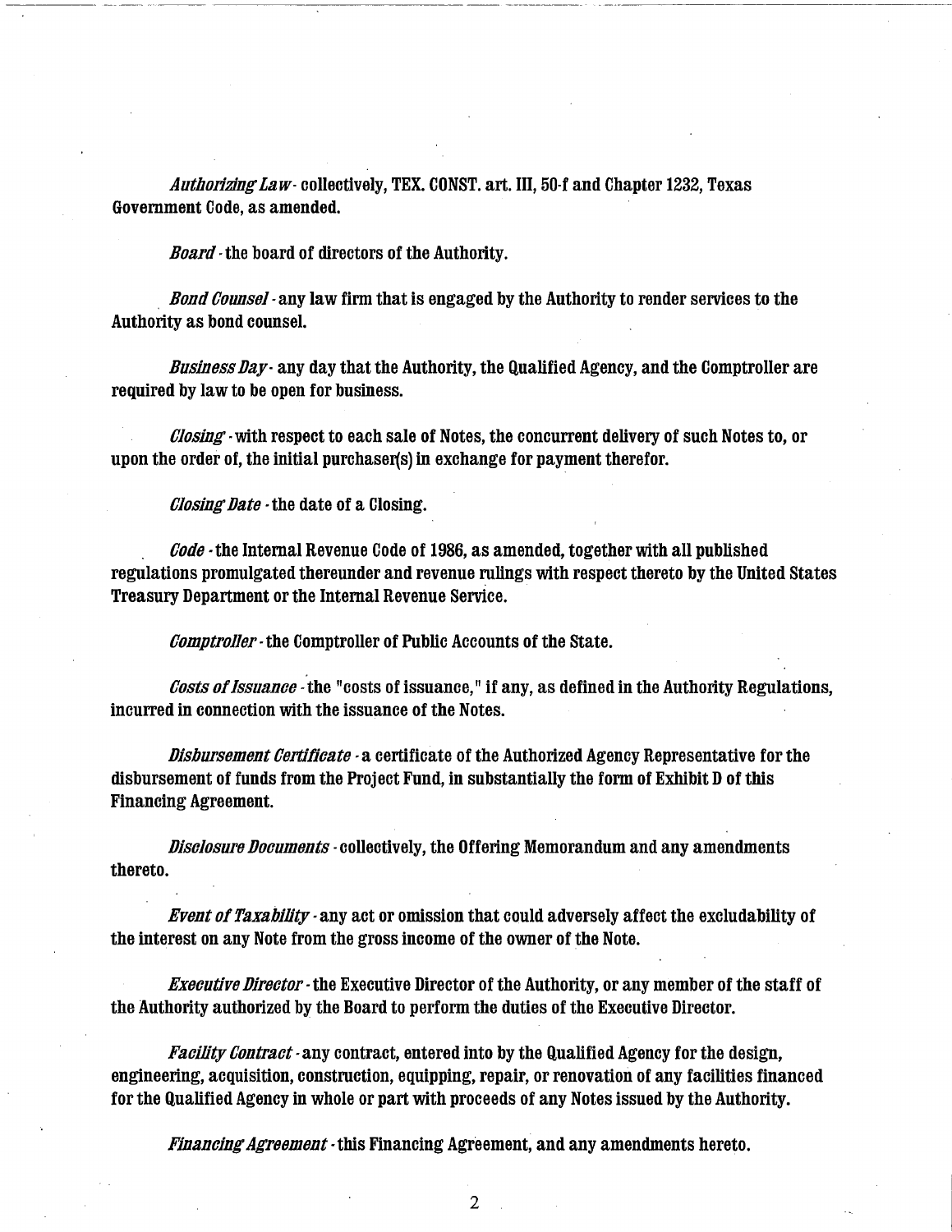*Authorizing Law* - collectively, TEX. CONST. art. III, 50-f and Chapter 1232, Texas Government Code, as amended.

*Board* - the board of directors of the Authority.

*Bond Counsel* - any law firm that is engaged by the Authority to render services to the Authority as bond counsel.

*Business Day* - any day that the Authority, the Qualified Agency, and the Comptroller are required by law to be open for business.

*Closing* - with respect to each sale of Notes, the concurrent delivery of such Notes to, or upon the order of, the initial purchaser(s) in exchange for payment therefor.

*Closing Date* - the date of a Closing.

*Code* - the Internal Revenue Code of 1986, as amended, together with all published regulations promulgated thereunder and revenue rulings with respect thereto by the United States Treasury Department or the Internal Revenue Service.

*Comptroller* - the Comptroller of Public Accounts of the State.

*Costs of Issuance* - the "costs of issuance," if any, as defined in the Authority Regulations, incurred in connection with the issuance of the Notes.

*Disbursement Certificate* - a certificate of the Authorized Agency Representative for the disbursement of funds from the Project Fund, in substantially the form of Exhibit D of this Financing Agreement.

*Disclosure Documents* - collectively, the Offering Memorandum and any amendments thereto.

*Event of Taxability* - any act or omission that could adversely affect the excludability of the interest on any Note from the gross income of the owner of the Note.

*Executive Director* - the Executive Director of the Authority, or any member of the staff of the Authority authorized by the Board to perform the duties of the Executive Director.

*Facility Contract* - any contract, entered into by the Qualified Agency for the design, engineering, acquisition, construction, equipping, repair, or renovation of any facilities financed for the Qualified Agency in whole or part with proceeds of any Notes issued by the Authority.

*Financing Agreement* - this Financing Agreement, and any amendments hereto.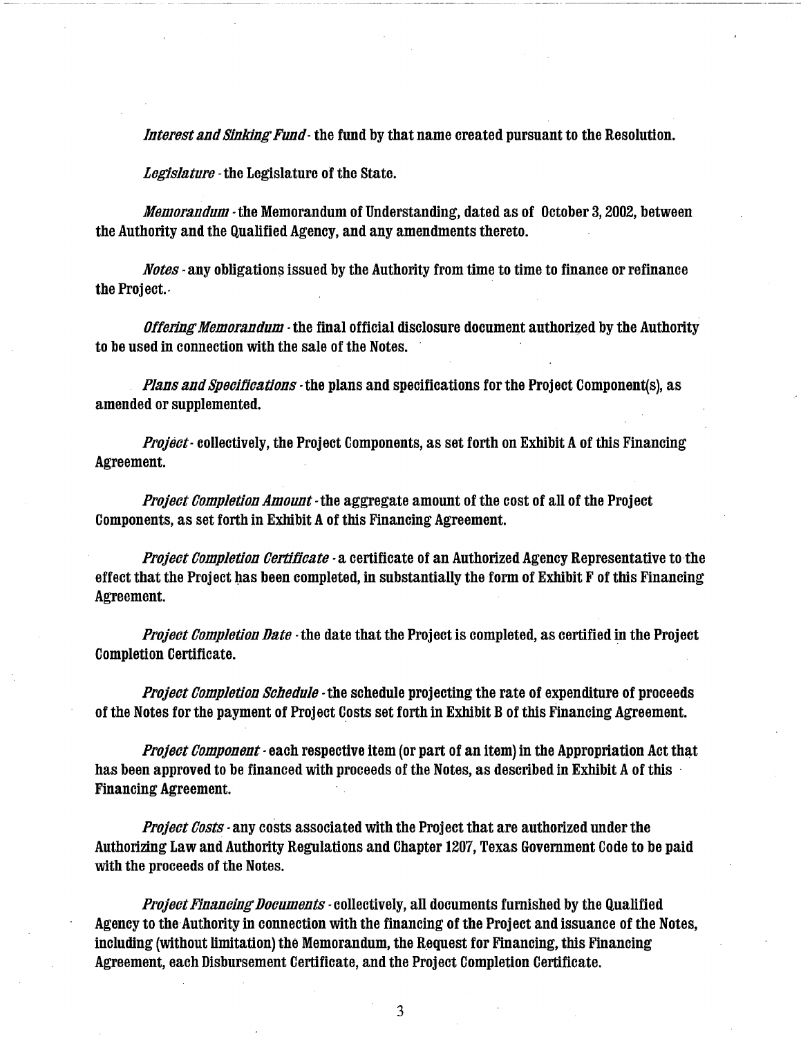*Interest and Sinking Fund* - the fund by that name created pursuant to the Resolution.

*Legislature* - the Legislature of the State.

*Memorandum* - the Memorandum of Understanding, dated as of October 3, 2002, between the Authority and the Qualified Agency, and any amendments thereto.

*Notes* - any obligations issued by the Authority from time to time to finance or refinance the Project.

*Offering Memorandum* - the final official disclosure document authorized by the Authority to be used in connection with the sale of the Notes.

*Plans and Specifications* - the plans and specifications for the Project Component(s), as amended or supplemented.

*Project* - collectively, the Project Components, as set forth on Exhibit A of this Financing Agreement.

*Project Completion Amount* - the aggregate amount of the cost of all of the Project Components, as set forth in Exhibit A of this Financing Agreement.

*Project Completion Certificate* - a certificate of an Authorized Agency Representative to the effect that the Project has been completed, in substantially the form of Exhibit F of this Financing Agreement.

*Project Completion Date* - the date that the Project is completed, as certified in the Project Completion Certificate.

*Project Completion Schedule* - the schedule projecting the rate of expenditure of proceeds of the Notes for the payment of Project Costs set forth in Exhibit B of this Financing Agreement.

*Project Component* - each respective item (or part of an item) in the Appropriation Act that has been approved to be financed with proceeds of the Notes, as described in Exhibit A of this Financing Agreement.

*Project Costs* - any costs associated with the Project that are authorized under the Authorizing Law and Authority Regulations and Chapter 1207, Texas Government Code to be paid with the proceeds of the Notes.

*Project Financing Documents* - collectively, all documents furnished by the Qualified Agency to the Authority in connection with the financing of the Project and issuance of the Notes, including (without limitation) the Memorandum, the Request for Financing, this Financing Agreement, each Disbursement Certificate, and the Project Completion Certificate.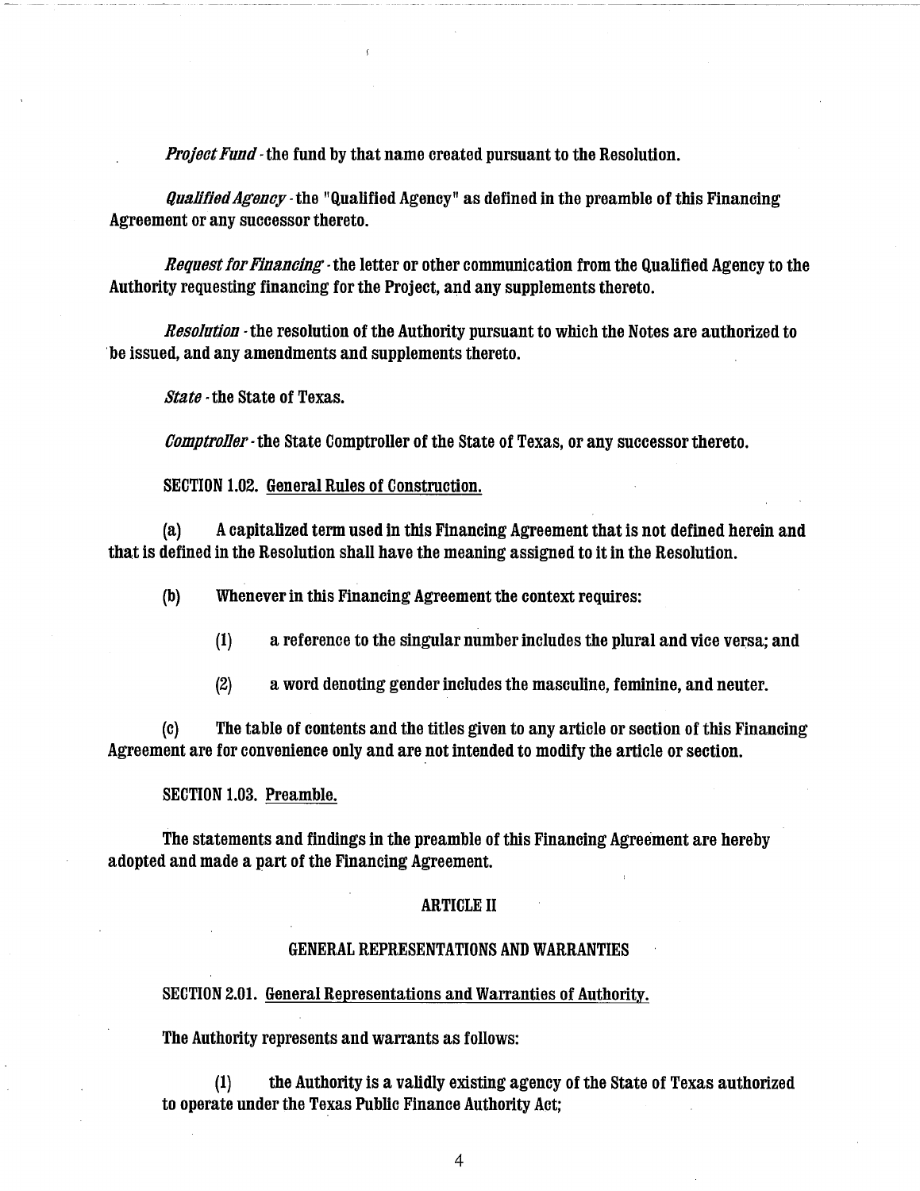*Project Fund* - the fund by that name created pursuant to the Resolution.

*Qualified Agency* - the "Qualified Agency" as defined in the preamble of this Financing Agreement or any successor thereto.

*Request for Financing* - the letter or other communication from the Qualified Agency to the Authority requesting financing for the Project, and any supplements thereto.

*Resolution* - the resolution of the Authority pursuant to which the Notes are authorized to be issued, and any amendments and supplements thereto.

*State* - the State of Texas.

*Comptroller* - the State Comptroller of the State of Texas, or any successor thereto.

SECTION 1.02. General Rules of Construction.

(a) A capitalized term used in this Financing Agreement that is not defined herein and that is defined in the Resolution shall have the meaning assigned to it in the Resolution.

(b) Whenever in this Financing Agreement the context requires:

(1) a reference to the singular number includes the plural and vice versa; and

(2) a word denoting gender includes the masculine, feminine, and neuter.

(c) The table of contents and the titles given to any article or section of this Financing Agreement are for convenience only and are not intended to modify the article or section.

SECTION 1.03. Preamble.

The statements and findings in the preamble of this Financing Agreement are hereby adopted and made a part of the Financing Agreement.

## ARTICLE II

## GENERAL REPRESENTATIONS AND WARRANTIES

SECTION 2.01. General Representations and Warranties of Authority.

The Authority represents and warrants as follows:

(1) the Authority is a validly existing agency of the State of Texas authorized to operate under the Texas Public Finance Authority Act;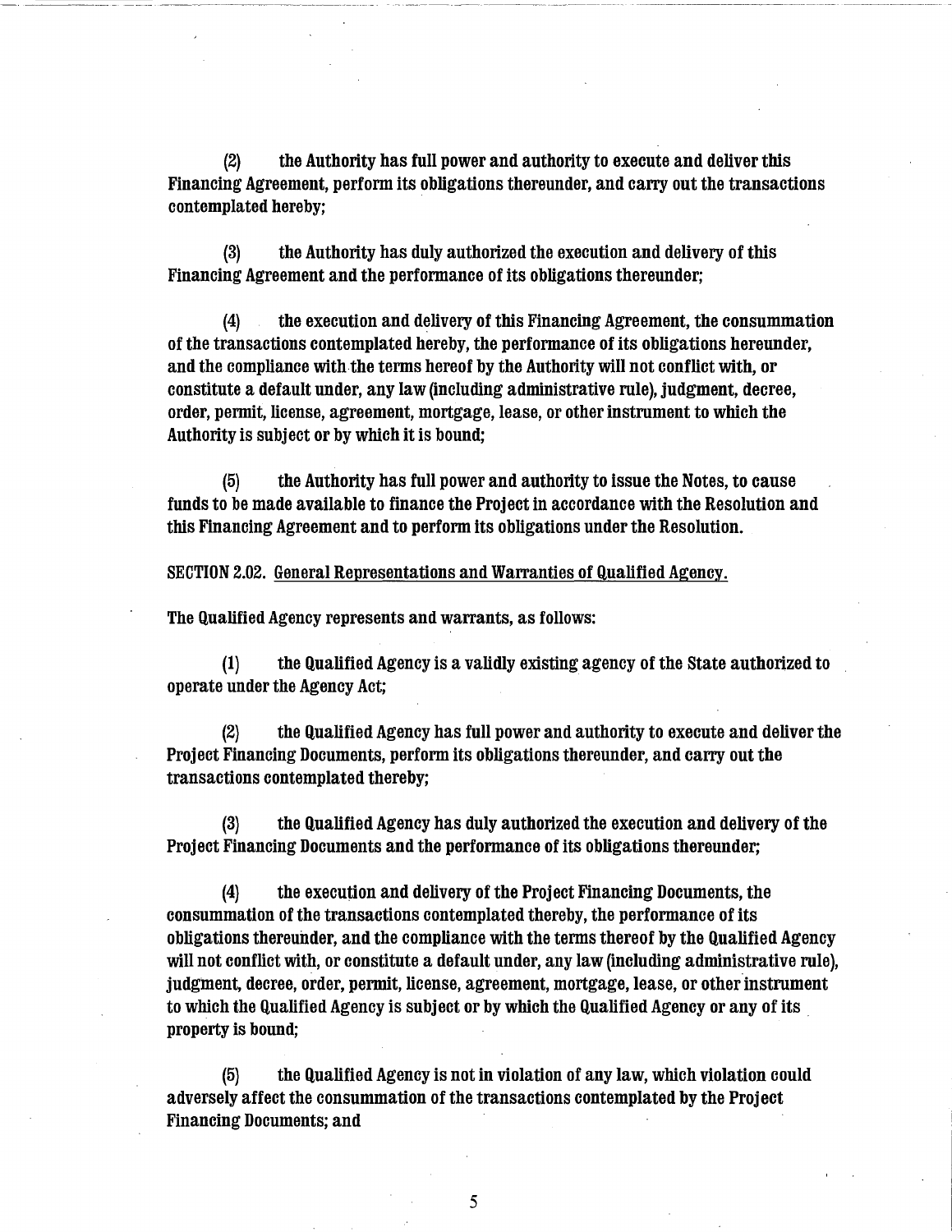(2) the Authority has full power and authority to execute and deliver this Financing Agreement, perform its obligations thereunder, and carry out the transactions contemplated hereby;

(3) the Authority has duly authorized the execution and delivery of this Financing Agreement and the performance of its obligations thereunder;

(4) the execution and delivery of this Financing Agreement, the consummation of the transactions contemplated hereby, the performance of its obligations hereunder, and the compliance with the terms hereof by the Authority will not conflict with, or constitute a default under, any law (including administrative rule), judgment, decree, order, permit, license, agreement, mortgage, lease, or other instrument to which the Authority is subject or by which it is bound;

(5) the Authority has full power and authority to issue the Notes, to cause funds to be made available to finance the Project in accordance with the Resolution and this Financing Agreement and to perform its obligations under the Resolution.

SECTION 2.02. <u>General Representations and Warranties of Qualified Agency.</u>

The Qualified Agency represents and warrants, as follows:

(1) the Qualified Agency is a validly existing agency of the State authorized to operate under the Agency Act;

(2) the Qualified Agency has full power and authority to execute and deliver the Project Financing Documents, perform its obligations thereunder, and carry out the transactions contemplated thereby;

(3) the Qualified Agency has duly authorized the execution and delivery of the Project Financing Documents and the performance of its obligations thereunder;

(4) the execution and delivery of the Project Financing Documents, the consummation of the transactions contemplated thereby, the performance of its obligations thereunder, and the compliance with the terms thereof by the Qualified Agency will not conflict with, or constitute a default under, any law (including administrative rule), judgment, decree, order, permit, license, agreement, mortgage, lease, or other instrument to which the Qualified Agency is subject or by which the Qualified Agency or any of its property is bound;

(5) the Qualified Agency is not in violation of any law, which violation could adversely affect the consummation of the transactions contemplated by the Project Financing Documents; and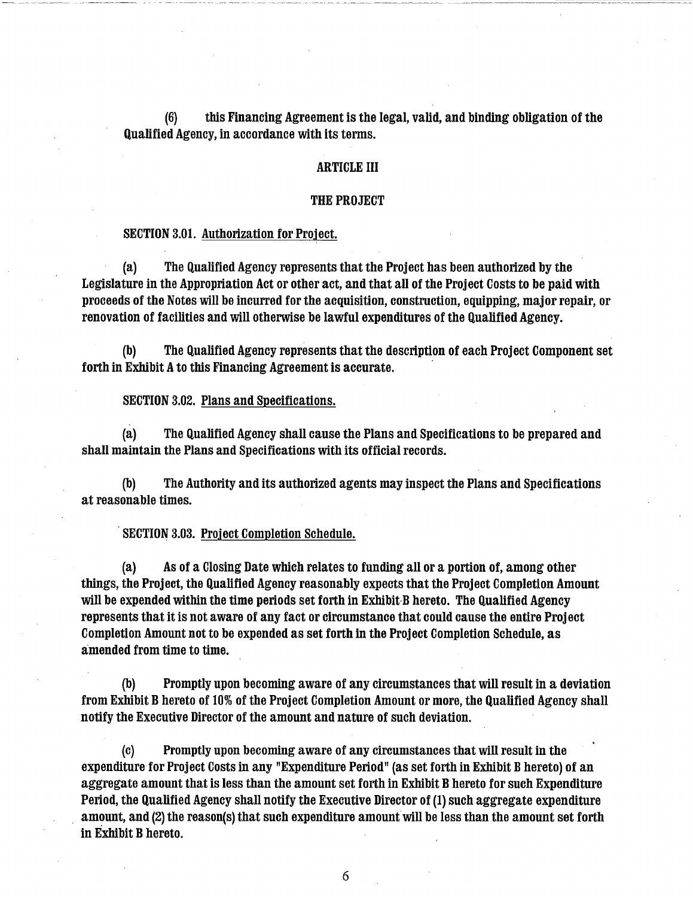(6) this Financing Agreement is the legal, valid, and binding obligation of the Qualified Agency, in accordance with its terms.

## ARTICLE III

## THE PROJECT

SECTION 3.01. Authorization for Project.

(a) The Qualified Agency represents that the Project has been authorized by the Legislature in the Appropriation Act or other act, and that all of the Project Costs to be paid with proceeds of the Notes will be incurred for the acquisition, construction, equipping, major repair, or renovation of facilities and will otherwise be lawful expenditures of the Qualified Agency.

(b) The Qualified Agency represents that the description of each Project Component set forth in Exhibit A to this Financing Agreement is accurate.

SECTION 3.02. Plans and Specifications.

(a) The Qualified Agency shall cause the Plans and Specifications to be prepared and shall maintain the Plans and Specifications with its official records.

(b) The Authority and its authorized agents may inspect the Plans and Specifications at reasonable times.

SECTION 3.03. Project Completion Schedule.

(a) As of a Closing Date which relates to funding all or a portion of, among other things, the Project, the Qualified Agency reasonably expects that the Project Completion Amount will be expended within the time periods set forth in Exhibit B hereto. The Qualified Agency represents that it is not aware of any fact or circumstance that could cause the entire Project Completion Amount not to be expended as set forth in the Project Completion Schedule, as amended from time to time.

(b) Promptly upon becoming aware of any circumstances that will result in a deviation from Exhibit B hereto of 10% of the Project Completion Amount or more, the Qualified Agency shall notify the Executive Director of the amount and nature of such deviation.

(c) Promptly upon becoming aware of any circumstances that will result in the expenditure for Project Costs in any "Expenditure Period" (as set forth in Exhibit B hereto) of an aggregate amount that is less than the amount set forth in Exhibit B hereto for such Expenditure Period, the Qualified Agency shall notify the Executive Director of (1) such aggregate expenditure amount, and (2) the reason(s) that such expenditure amount will be less than the amount set forth in Exhibit B hereto.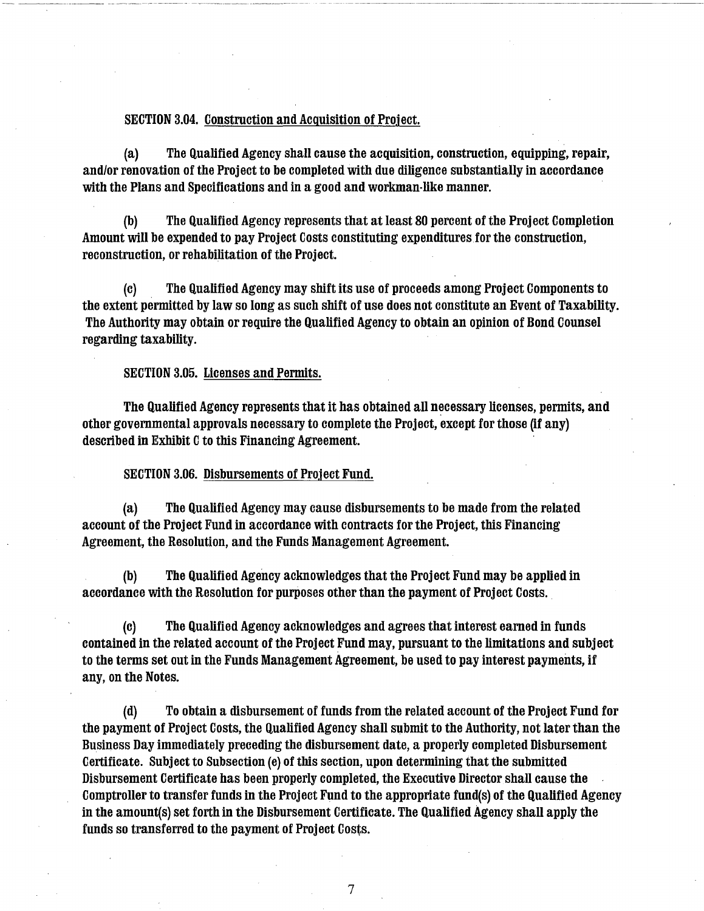SECTION 3.04. Construction and Acquisition of Project.

(a) The Qualified Agency shall cause the acquisition, construction, equipping, repair, and/or renovation of the Project to be completed with due diligence substantially in accordance with the Plans and Specifications and in a good and workman-like manner.

(b) The Qualified Agency represents that at least 80 percent of the Project Completion Amount will be expended to pay Project Costs constituting expenditures for the construction, reconstruction, or rehabilitation of the Project.

(c) The Qualified Agency may shift its use of proceeds among Project Components to the extent permitted by law so long as such shift of use does not constitute an Event of Taxability. The Authority may obtain or require the Qualified Agency to obtain an opinion of Bond Counsel regarding taxability.

SECTION 3.05. Licenses and Permits.

The Qualified Agency represents that it has obtained all necessary licenses, permits, and other governmental approvals necessary to complete the Project, except for those (if any) described in Exhibit C to this Financing Agreement.

SECTION 3.06. Disbursements of Project Fund.

(a) The Qualified Agency may cause disbursements to be made from the related account of the Project Fund in accordance with contracts for the Project, this Financing Agreement, the Resolution, and the Funds Management Agreement.

(b) The Qualified Agency acknowledges that the Project Fund may be applied in accordance with the Resolution for purposes other than the payment of Project Costs.

(c) The Qualified Agency acknowledges and agrees that interest earned in funds contained in the related account of the Project Fund may, pursuant to the limitations and subject to the terms set out in the Funds Management Agreement, be used to pay interest payments, if any, on the Notes.

(d) To obtain a disbursement of funds from the related account of the Project Fund for the payment of Project Costs, the Qualified Agency shall submit to the Authority, not later than the Business Day immediately preceding the disbursement date, a properly completed Disbursement Certificate. Subject to Subsection (e) of this section, upon determining that the submitted Disbursement Certificate has been properly completed, the Executive Director shall cause the Comptroller to transfer funds in the Project Fund to the appropriate fund(s) of the Qualified Agency in the amount(s) set forth in the Disbursement Certificate. The Qualified Agency shall apply the funds so transferred to the payment of Project Costs.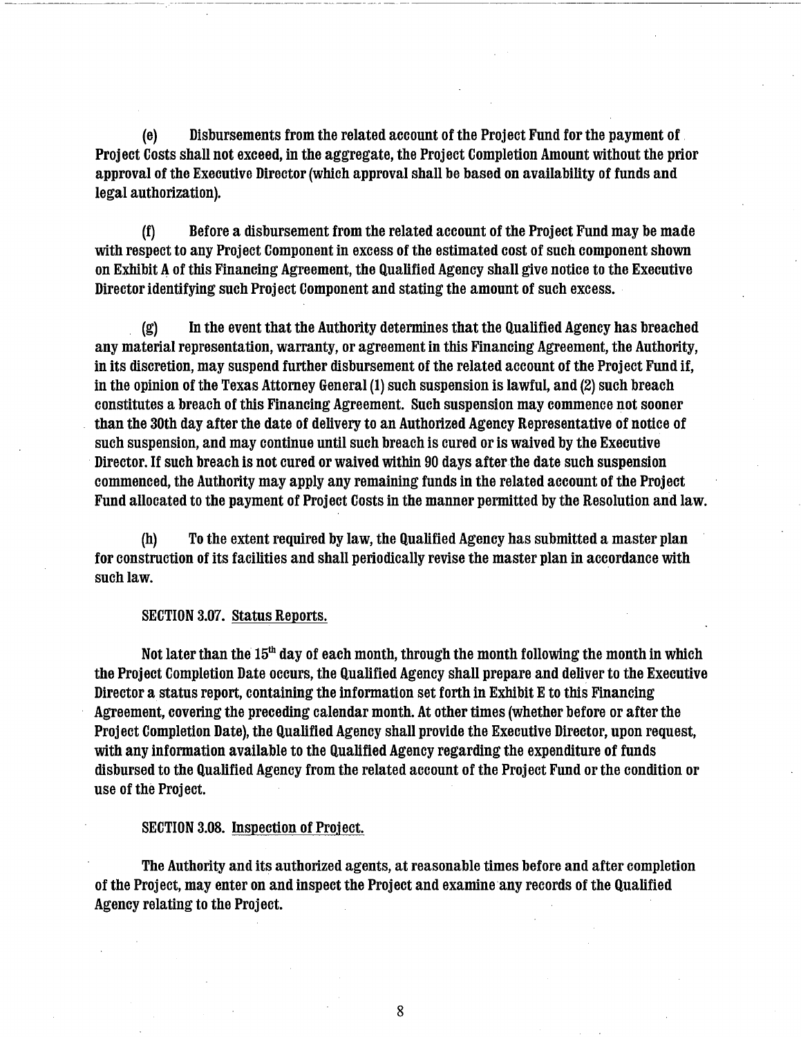(e) Disbursements from the related account of the Project Fund for the payment of Project Costs shall not exceed, in the aggregate, the Project Completion Amount without the prior approval of the Executive Director (which approval shall be based on availability of funds and legal authorization).

(f) Before a disbursement from the related account of the Project Fund may be made with respect to any Project Component in excess of the estimated cost of such component shown on Exhibit A of this Financing Agreement, the Qualified Agency shall give notice to the Executive Director identifying such Project Component and stating the amount of such excess.

(g) In the event that the Authority determines that the Qualified Agency has breached any material representation, warranty, or agreement in this Financing Agreement, the Authority, in its discretion, may suspend further disbursement of the related account of the Project Fund if, in the opinion of the Texas Attorney General (1) such suspension is lawful, and (2) such breach constitutes a breach of this Financing Agreement. Such suspension may commence not sooner than the 30th day after the date of delivery to an Authorized Agency Representative of notice of such suspension, and may continue until such breach is cured or is waived by the Executive Director. If such breach is not cured or waived within 90 days after the date such suspension commenced, the Authority may apply any remaining funds in the related account of the Project Fund allocated to the payment of Project Costs in the manner permitted by the Resolution and law.

(h) To the extent required by law, the Qualified Agency has submitted a master plan for construction of its facilities and shall periodically revise the master plan in accordance with such law.

SECTION 3.07. Status Reports.

Not later than the 15th day of each month, through the month following the month in which the Project Completion Date occurs, the Qualified Agency shall prepare and deliver to the Executive Director a status report, containing the information set forth in Exhibit E to this Financing Agreement, covering the preceding calendar month. At other times (whether before or after the Project Completion Date), the Qualified Agency shall provide the Executive Director, upon request, with any information available to the Qualified Agency regarding the expenditure of funds disbursed to the Qualified Agency from the related account of the Project Fund or the condition or use of the Project.

SECTION 3.08. Inspection of Project.

The Authority and its authorized agents, at reasonable times before and after completion of the Project, may enter on and inspect the Project and examine any records of the Qualified Agency relating to the Project.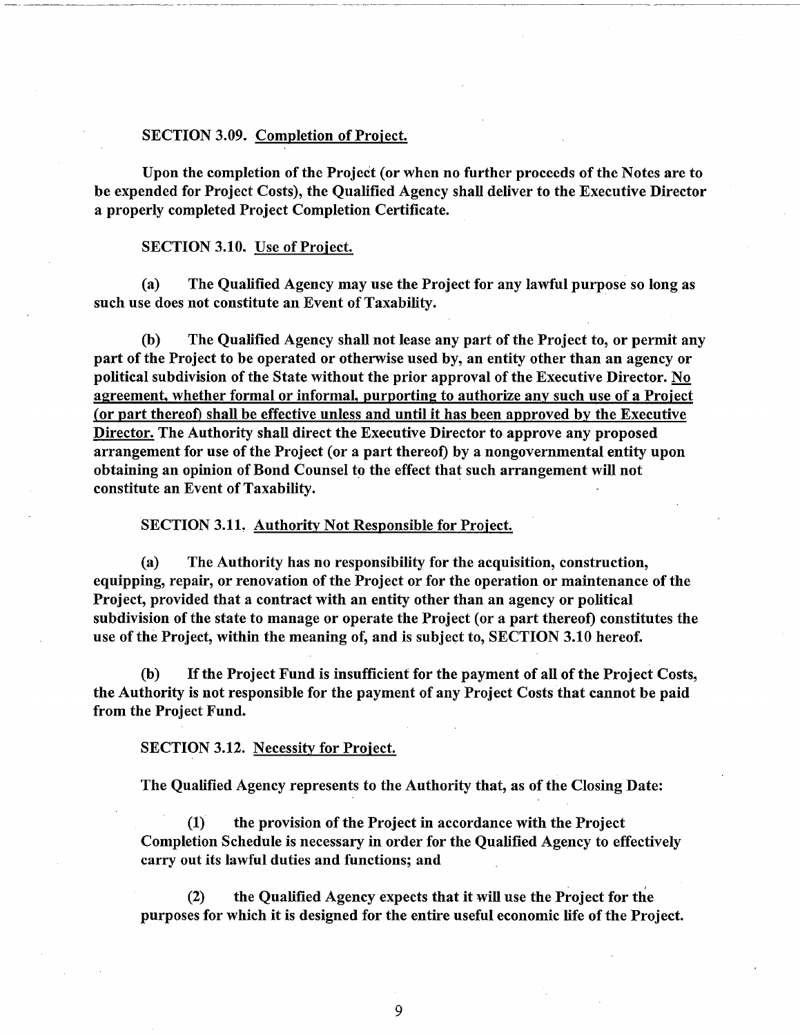**SECTION 3.09. Completion of Project.**

**Upon the completion of the Project (or when no further proceeds of the Notes are to be expended for Project Costs), the Qualified Agency shall deliver to the Executive Director a properly completed Project Completion Certificate.**

**SECTION 3.10. Use of Project.**

**(a) The Qualified Agency may use the Project for any lawful purpose so long as such use does not constitute an Event of Taxability.**

**(b) The Qualified Agency shall not lease any part of the Project to, or permit any part of the Project to be operated or otherwise used by, an entity other than an agency or political subdivision of the State without the prior approval of the Executive Director. No agreement, whether formal or informal, purporting to authorize any such use of a Project (or part thereof) shall be effective unless and until it has been approved by the Executive Director. The Authority shall direct the Executive Director to approve any proposed arrangement for use of the Project (or a part thereof) by a nongovernmental entity upon obtaining an opinion of Bond Counsel to the effect that such arrangement will not constitute an Event of Taxability.**

**SECTION 3.11. Authority Not Responsible for Project.**

**(a) The Authority has no responsibility for the acquisition, construction, equipping, repair, or renovation of the Project or for the operation or maintenance of the Project, provided that a contract with an entity other than an agency or political subdivision of the state to manage or operate the Project (or a part thereof) constitutes the use of the Project, within the meaning of, and is subject to, SECTION 3.10 hereof.**

**(b) If the Project Fund is insufficient for the payment of all of the Project Costs, the Authority is not responsible for the payment of any Project Costs that cannot be paid from the Project Fund.**

**SECTION 3.12. Necessity for Project.**

**The Qualified Agency represents to the Authority that, as of the Closing Date:**

**(1) the provision of the Project in accordance with the Project Completion Schedule is necessary in order for the Qualified Agency to effectively carry out its lawful duties and functions; and**

**(2) the Qualified Agency expects that it will use the Project for the purposes for which it is designed for the entire useful economic life of the Project.**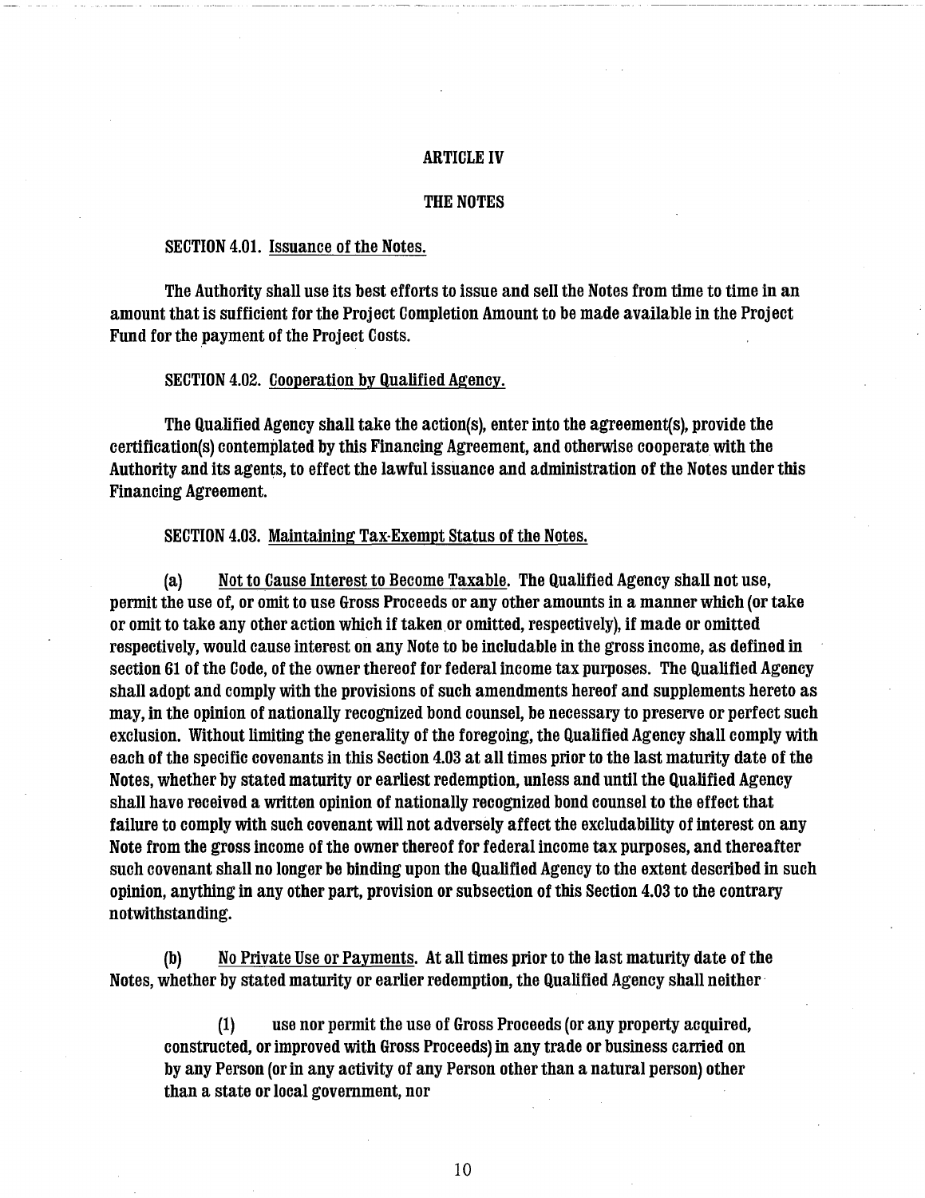# ARTICLE IV

## THE NOTES

SECTION 4.01. <u>Issuance of the Notes.</u>

The Authority shall use its best efforts to issue and sell the Notes from time to time in an amount that is sufficient for the Project Completion Amount to be made available in the Project Fund for the payment of the Project Costs.

SECTION 4.02. <u>Cooperation by Qualified Agency.</u>

The Qualified Agency shall take the action(s), enter into the agreement(s), provide the certification(s) contemplated by this Financing Agreement, and otherwise cooperate with the Authority and its agents, to effect the lawful issuance and administration of the Notes under this Financing Agreement.

SECTION 4.03. <u>Maintaining Tax-Exempt Status of the Notes.</u>

(a) <u>Not to Cause Interest to Become Taxable.</u> The Qualified Agency shall not use, permit the use of, or omit to use Gross Proceeds or any other amounts in a manner which (or take or omit to take any other action which if taken or omitted, respectively), if made or omitted respectively, would cause interest on any Note to be includable in the gross income, as defined in section 61 of the Code, of the owner thereof for federal income tax purposes. The Qualified Agency shall adopt and comply with the provisions of such amendments hereof and supplements hereto as may, in the opinion of nationally recognized bond counsel, be necessary to preserve or perfect such exclusion. Without limiting the generality of the foregoing, the Qualified Agency shall comply with each of the specific covenants in this Section 4.03 at all times prior to the last maturity date of the Notes, whether by stated maturity or earliest redemption, unless and until the Qualified Agency shall have received a written opinion of nationally recognized bond counsel to the effect that failure to comply with such covenant will not adversely affect the excludability of interest on any Note from the gross income of the owner thereof for federal income tax purposes, and thereafter such covenant shall no longer be binding upon the Qualified Agency to the extent described in such opinion, anything in any other part, provision or subsection of this Section 4.03 to the contrary notwithstanding.

(b) <u>No Private Use or Payments.</u> At all times prior to the last maturity date of the Notes, whether by stated maturity or earlier redemption, the Qualified Agency shall neither

> (1) use nor permit the use of Gross Proceeds (or any property acquired, constructed, or improved with Gross Proceeds) in any trade or business carried on by any Person (or in any activity of any Person other than a natural person) other than a state or local government, nor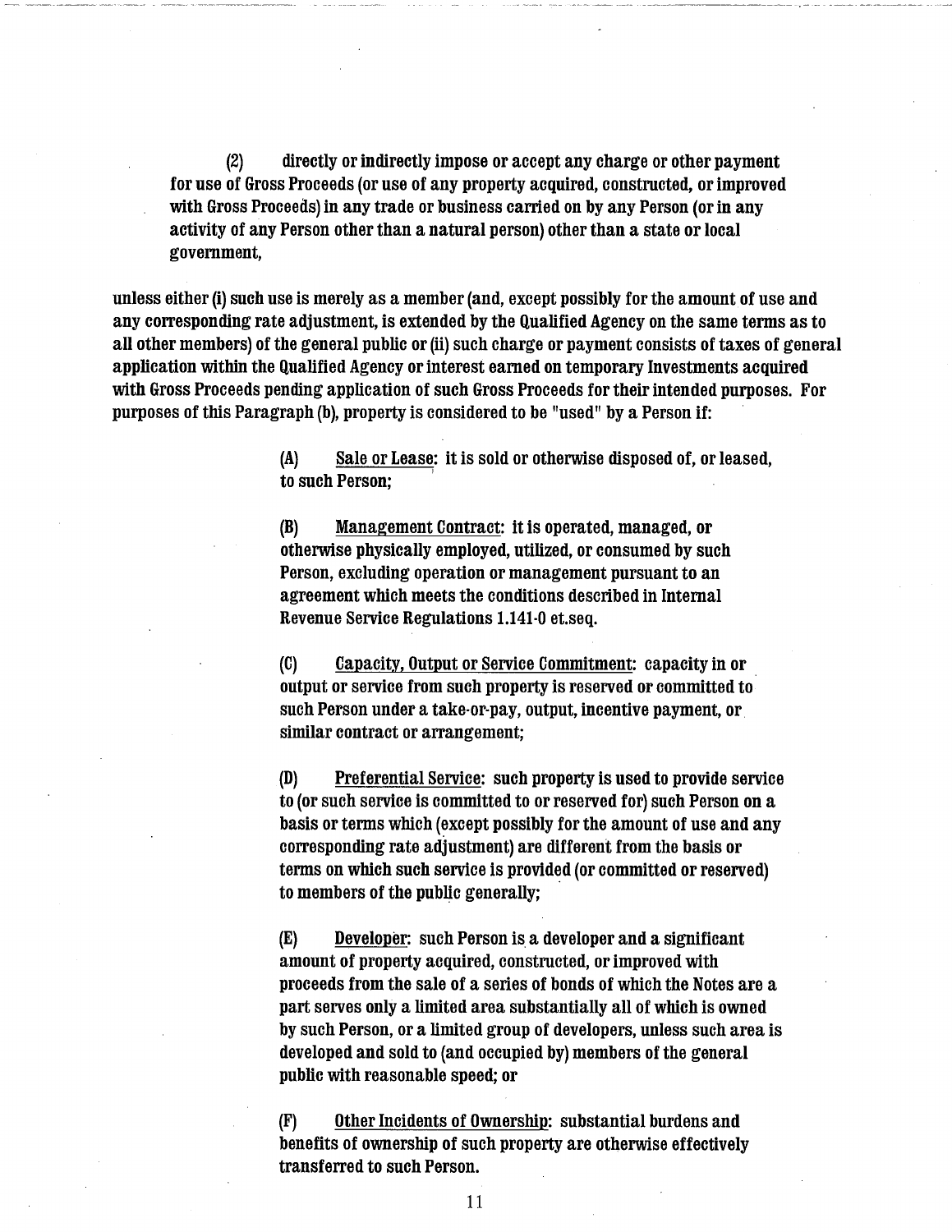(2) directly or indirectly impose or accept any charge or other payment for use of Gross Proceeds (or use of any property acquired, constructed, or improved with Gross Proceeds) in any trade or business carried on by any Person (or in any activity of any Person other than a natural person) other than a state or local government,

unless either (i) such use is merely as a member (and, except possibly for the amount of use and any corresponding rate adjustment, is extended by the Qualified Agency on the same terms as to all other members) of the general public or (ii) such charge or payment consists of taxes of general application within the Qualified Agency or interest earned on temporary Investments acquired with Gross Proceeds pending application of such Gross Proceeds for their intended purposes. For purposes of this Paragraph (b), property is considered to be "used" by a Person if:

(A) Sale or Lease: it is sold or otherwise disposed of, or leased, to such Person;

(B) Management Contract: it is operated, managed, or otherwise physically employed, utilized, or consumed by such Person, excluding operation or management pursuant to an agreement which meets the conditions described in Internal Revenue Service Regulations 1.141-0 et.seq.

(C) Capacity, Output or Service Commitment: capacity in or output or service from such property is reserved or committed to such Person under a take-or-pay, output, incentive payment, or similar contract or arrangement;

(D) Preferential Service: such property is used to provide service to (or such service is committed to or reserved for) such Person on a basis or terms which (except possibly for the amount of use and any corresponding rate adjustment) are different from the basis or terms on which such service is provided (or committed or reserved) to members of the public generally;

(E) Developer: such Person is a developer and a significant amount of property acquired, constructed, or improved with proceeds from the sale of a series of bonds of which the Notes are a part serves only a limited area substantially all of which is owned by such Person, or a limited group of developers, unless such area is developed and sold to (and occupied by) members of the general public with reasonable speed; or

(F) Other Incidents of Ownership: substantial burdens and benefits of ownership of such property are otherwise effectively transferred to such Person.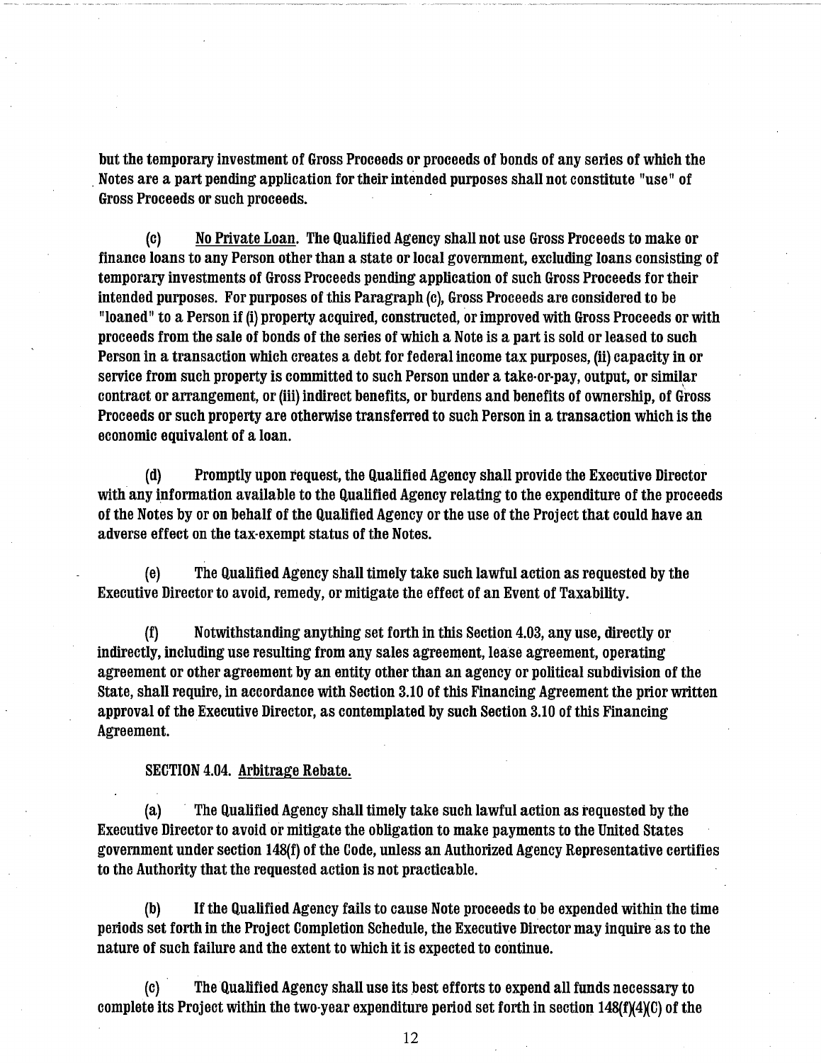but the temporary investment of Gross Proceeds or proceeds of bonds of any series of which the Notes are a part pending application for their intended purposes shall not constitute "use" of Gross Proceeds or such proceeds.

(c) No Private Loan. The Qualified Agency shall not use Gross Proceeds to make or finance loans to any Person other than a state or local government, excluding loans consisting of temporary investments of Gross Proceeds pending application of such Gross Proceeds for their intended purposes. For purposes of this Paragraph (c), Gross Proceeds are considered to be "loaned" to a Person if (i) property acquired, constructed, or improved with Gross Proceeds or with proceeds from the sale of bonds of the series of which a Note is a part is sold or leased to such Person in a transaction which creates a debt for federal income tax purposes, (ii) capacity in or service from such property is committed to such Person under a take-or-pay, output, or similar contract or arrangement, or (iii) indirect benefits, or burdens and benefits of ownership, of Gross Proceeds or such property are otherwise transferred to such Person in a transaction which is the economic equivalent of a loan.

(d) Promptly upon request, the Qualified Agency shall provide the Executive Director with any information available to the Qualified Agency relating to the expenditure of the proceeds of the Notes by or on behalf of the Qualified Agency or the use of the Project that could have an adverse effect on the tax-exempt status of the Notes.

(e) The Qualified Agency shall timely take such lawful action as requested by the Executive Director to avoid, remedy, or mitigate the effect of an Event of Taxability.

(f) Notwithstanding anything set forth in this Section 4.03, any use, directly or indirectly, including use resulting from any sales agreement, lease agreement, operating agreement or other agreement by an entity other than an agency or political subdivision of the State, shall require, in accordance with Section 3.10 of this Financing Agreement the prior written approval of the Executive Director, as contemplated by such Section 3.10 of this Financing Agreement.

SECTION 4.04. Arbitrage Rebate.

(a) The Qualified Agency shall timely take such lawful action as requested by the Executive Director to avoid or mitigate the obligation to make payments to the United States government under section 148(f) of the Code, unless an Authorized Agency Representative certifies to the Authority that the requested action is not practicable.

(b) If the Qualified Agency fails to cause Note proceeds to be expended within the time periods set forth in the Project Completion Schedule, the Executive Director may inquire as to the nature of such failure and the extent to which it is expected to continue.

(c) The Qualified Agency shall use its best efforts to expend all funds necessary to complete its Project within the two-year expenditure period set forth in section 148(f)(4)(C) of the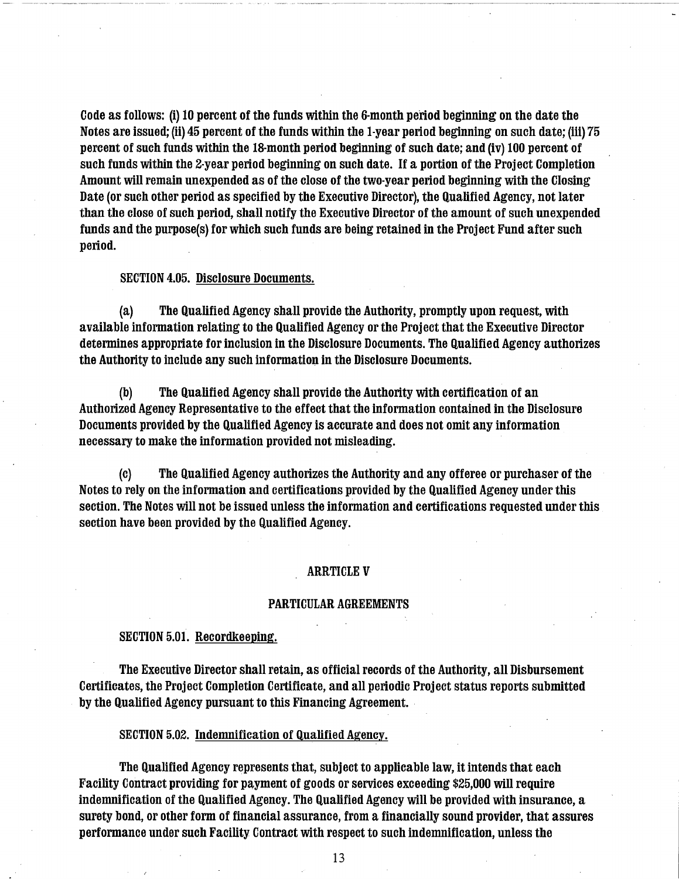Code as follows: (i) 10 percent of the funds within the 6-month period beginning on the date the Notes are issued; (ii) 45 percent of the funds within the 1-year period beginning on such date; (iii) 75 percent of such funds within the 18-month period beginning of such date; and (iv) 100 percent of such funds within the 2-year period beginning on such date. If a portion of the Project Completion Amount will remain unexpended as of the close of the two-year period beginning with the Closing Date (or such other period as specified by the Executive Director), the Qualified Agency, not later than the close of such period, shall notify the Executive Director of the amount of such unexpended funds and the purpose(s) for which such funds are being retained in the Project Fund after such period.

SECTION 4.05. Disclosure Documents.

(a) The Qualified Agency shall provide the Authority, promptly upon request, with available information relating to the Qualified Agency or the Project that the Executive Director determines appropriate for inclusion in the Disclosure Documents. The Qualified Agency authorizes the Authority to include any such information in the Disclosure Documents.

(b) The Qualified Agency shall provide the Authority with certification of an Authorized Agency Representative to the effect that the information contained in the Disclosure Documents provided by the Qualified Agency is accurate and does not omit any information necessary to make the information provided not misleading.

(c) The Qualified Agency authorizes the Authority and any offeree or purchaser of the Notes to rely on the information and certifications provided by the Qualified Agency under this section. The Notes will not be issued unless the information and certifications requested under this section have been provided by the Qualified Agency.

## ARRTICLE V

## PARTICULAR AGREEMENTS

SECTION 5.01. Recordkeeping.

The Executive Director shall retain, as official records of the Authority, all Disbursement Certificates, the Project Completion Certificate, and all periodic Project status reports submitted by the Qualified Agency pursuant to this Financing Agreement.

SECTION 5.02. Indemnification of Qualified Agency.

The Qualified Agency represents that, subject to applicable law, it intends that each Facility Contract providing for payment of goods or services exceeding $25,000 will require indemnification of the Qualified Agency. The Qualified Agency will be provided with insurance, a surety bond, or other form of financial assurance, from a financially sound provider, that assures performance under such Facility Contract with respect to such indemnification, unless the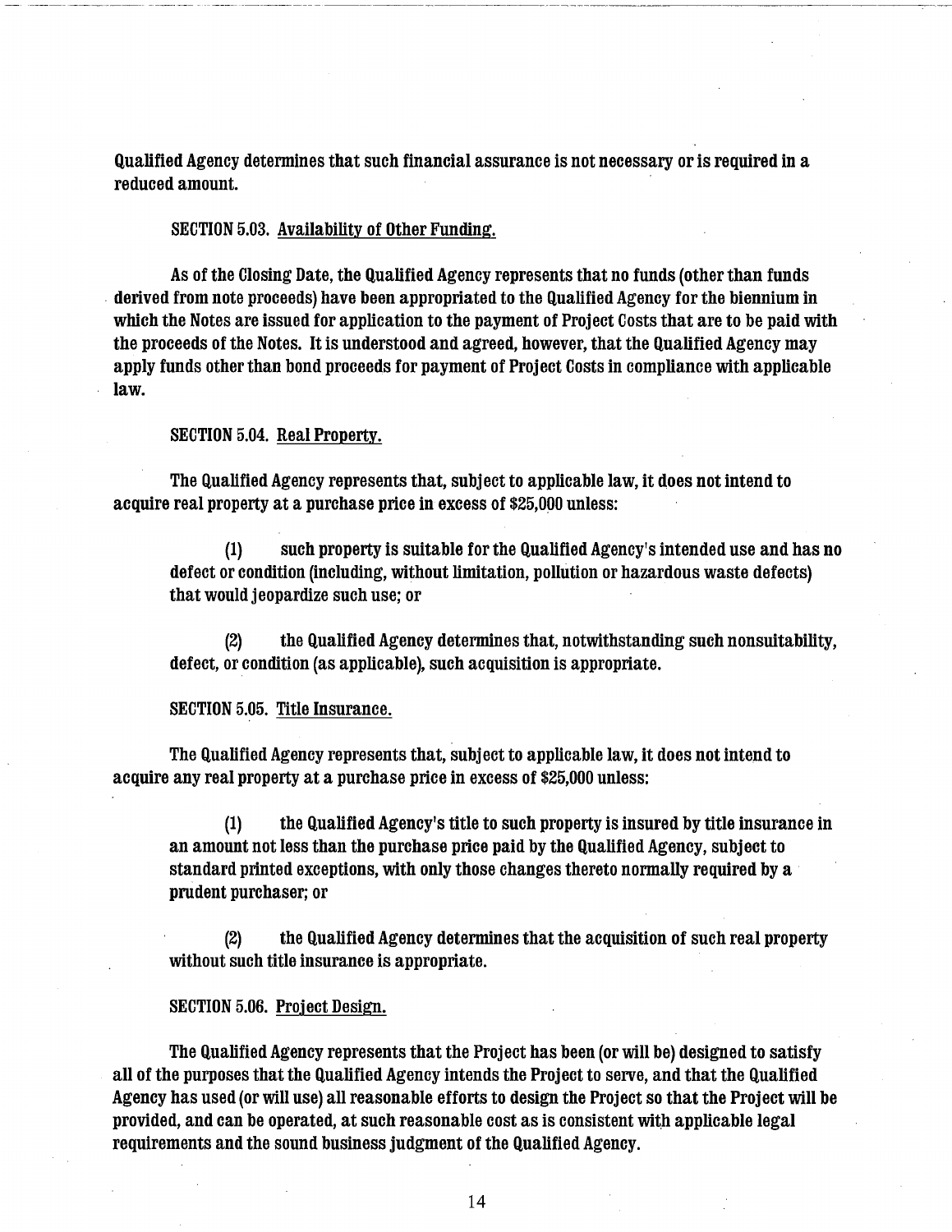Qualified Agency determines that such financial assurance is not necessary or is required in a reduced amount.

SECTION 5.03. Availability of Other Funding.

As of the Closing Date, the Qualified Agency represents that no funds (other than funds derived from note proceeds) have been appropriated to the Qualified Agency for the biennium in which the Notes are issued for application to the payment of Project Costs that are to be paid with the proceeds of the Notes. It is understood and agreed, however, that the Qualified Agency may apply funds other than bond proceeds for payment of Project Costs in compliance with applicable law.

SECTION 5.04. Real Property.

The Qualified Agency represents that, subject to applicable law, it does not intend to acquire real property at a purchase price in excess of $25,000 unless:

(1) such property is suitable for the Qualified Agency's intended use and has no defect or condition (including, without limitation, pollution or hazardous waste defects) that would jeopardize such use; or

(2) the Qualified Agency determines that, notwithstanding such nonsuitability, defect, or condition (as applicable), such acquisition is appropriate.

SECTION 5.05. Title Insurance.

The Qualified Agency represents that, subject to applicable law, it does not intend to acquire any real property at a purchase price in excess of $25,000 unless:

(1) the Qualified Agency's title to such property is insured by title insurance in an amount not less than the purchase price paid by the Qualified Agency, subject to standard printed exceptions, with only those changes thereto normally required by a prudent purchaser; or

(2) the Qualified Agency determines that the acquisition of such real property without such title insurance is appropriate.

SECTION 5.06. Project Design.

The Qualified Agency represents that the Project has been (or will be) designed to satisfy all of the purposes that the Qualified Agency intends the Project to serve, and that the Qualified Agency has used (or will use) all reasonable efforts to design the Project so that the Project will be provided, and can be operated, at such reasonable cost as is consistent with applicable legal requirements and the sound business judgment of the Qualified Agency.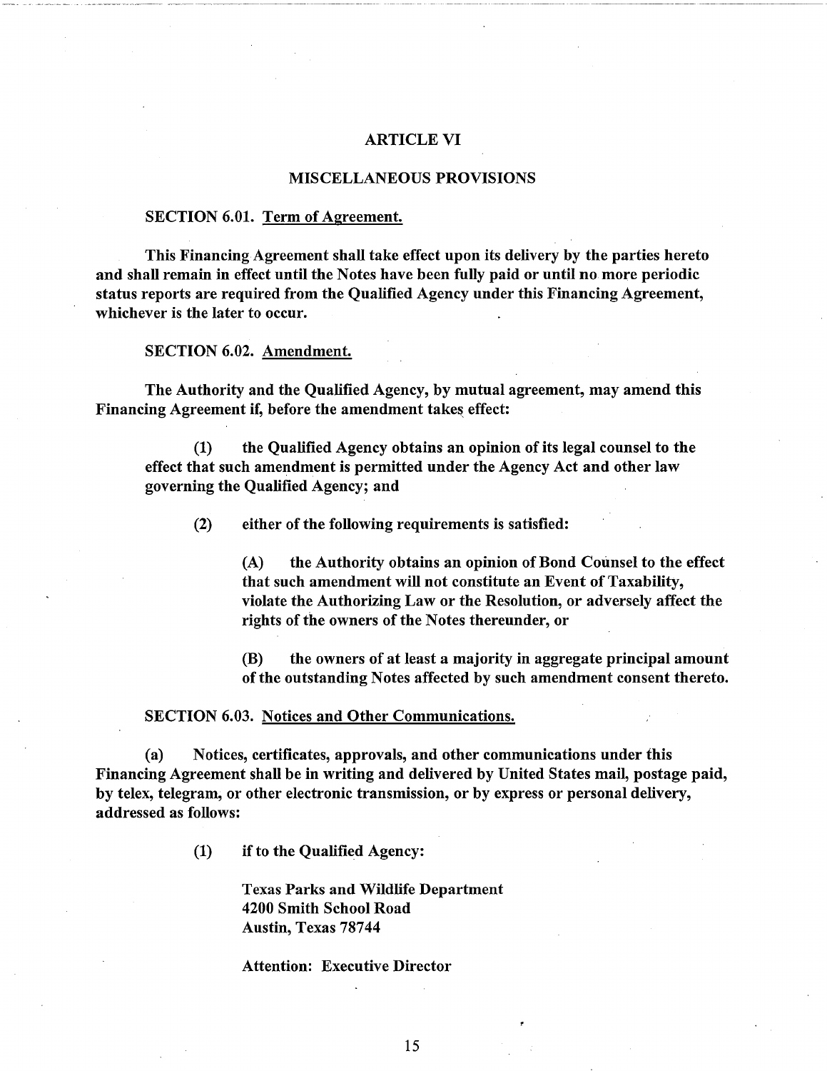## ARTICLE VI

## MISCELLANEOUS PROVISIONS

**SECTION 6.01. Term of Agreement.**

This Financing Agreement shall take effect upon its delivery by the parties hereto and shall remain in effect until the Notes have been fully paid or until no more periodic status reports are required from the Qualified Agency under this Financing Agreement, whichever is the later to occur.

**SECTION 6.02. Amendment.**

The Authority and the Qualified Agency, by mutual agreement, may amend this Financing Agreement if, before the amendment takes effect:

(1) the Qualified Agency obtains an opinion of its legal counsel to the effect that such amendment is permitted under the Agency Act and other law governing the Qualified Agency; and

(2) either of the following requirements is satisfied:

(A) the Authority obtains an opinion of Bond Counsel to the effect that such amendment will not constitute an Event of Taxability, violate the Authorizing Law or the Resolution, or adversely affect the rights of the owners of the Notes thereunder, or

(B) the owners of at least a majority in aggregate principal amount of the outstanding Notes affected by such amendment consent thereto.

**SECTION 6.03. Notices and Other Communications.**

(a) Notices, certificates, approvals, and other communications under this Financing Agreement shall be in writing and delivered by United States mail, postage paid, by telex, telegram, or other electronic transmission, or by express or personal delivery, addressed as follows:

(1) if to the Qualified Agency:

Texas Parks and Wildlife Department
4200 Smith School Road
Austin, Texas 78744

Attention: Executive Director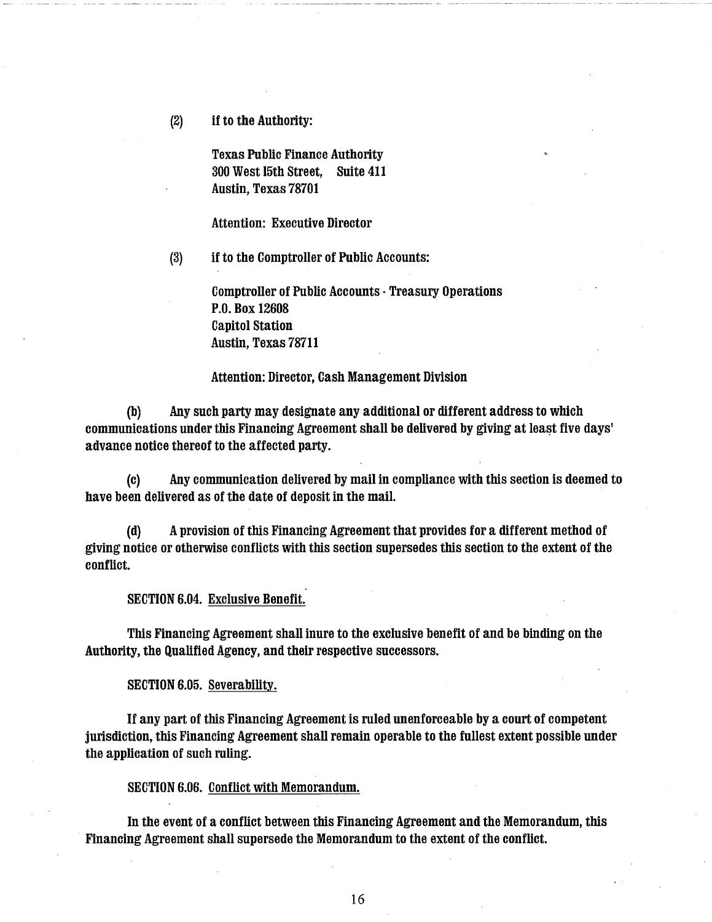(2) if to the Authority:

Texas Public Finance Authority
300 West 15th Street, Suite 411
Austin, Texas 78701

Attention: Executive Director

(3) if to the Comptroller of Public Accounts:

Comptroller of Public Accounts - Treasury Operations
P.O. Box 12608
Capitol Station
Austin, Texas 78711

Attention: Director, Cash Management Division

(b) Any such party may designate any additional or different address to which communications under this Financing Agreement shall be delivered by giving at least five days' advance notice thereof to the affected party.

(c) Any communication delivered by mail in compliance with this section is deemed to have been delivered as of the date of deposit in the mail.

(d) A provision of this Financing Agreement that provides for a different method of giving notice or otherwise conflicts with this section supersedes this section to the extent of the conflict.

SECTION 6.04. Exclusive Benefit.

This Financing Agreement shall inure to the exclusive benefit of and be binding on the Authority, the Qualified Agency, and their respective successors.

SECTION 6.05. Severability.

If any part of this Financing Agreement is ruled unenforceable by a court of competent jurisdiction, this Financing Agreement shall remain operable to the fullest extent possible under the application of such ruling.

SECTION 6.06. Conflict with Memorandum.

In the event of a conflict between this Financing Agreement and the Memorandum, this Financing Agreement shall supersede the Memorandum to the extent of the conflict.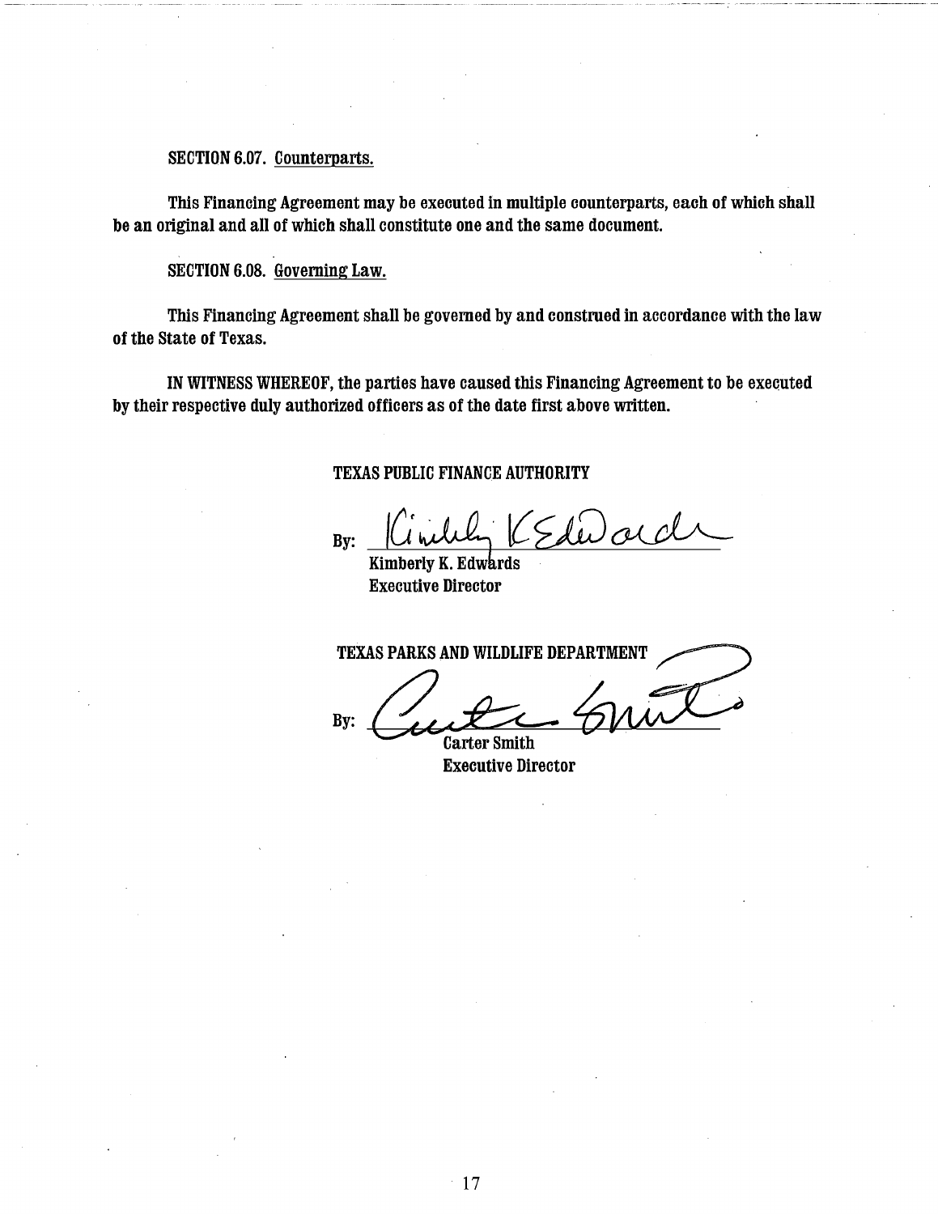SECTION 6.07. Counterparts.

This Financing Agreement may be executed in multiple counterparts, each of which shall be an original and all of which shall constitute one and the same document.

SECTION 6.08. Governing Law.

This Financing Agreement shall be governed by and construed in accordance with the law of the State of Texas.

IN WITNESS WHEREOF, the parties have caused this Financing Agreement to be executed by their respective duly authorized officers as of the date first above written.

TEXAS PUBLIC FINANCE AUTHORITY

By: Kimberly K. Edwards

Kimberly K. Edwards
Executive Director

TEXAS PARKS AND WILDLIFE DEPARTMENT

By: Carter Smith

Carter Smith
Executive Director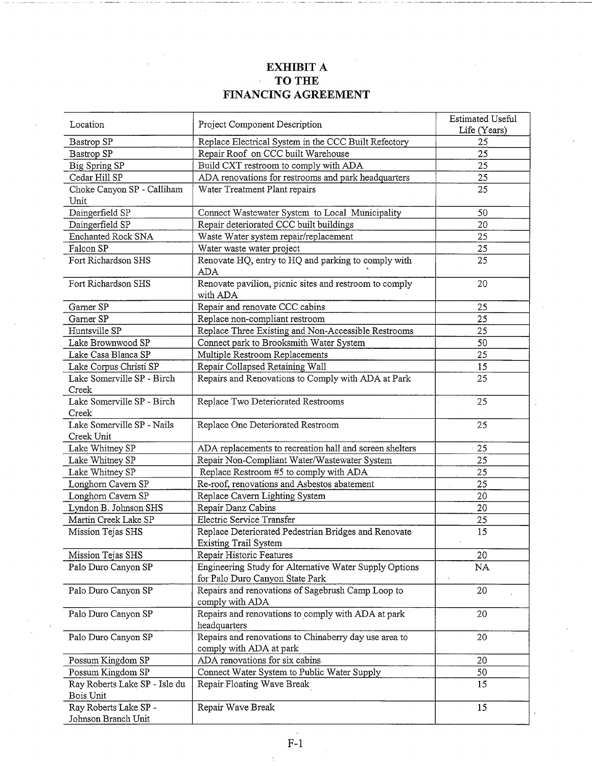# EXHIBIT A
# TO THE
# FINANCING AGREEMENT

| Location | Project Component Description | Estimated Useful Life (Years) |
|---|---|---|
| Bastrop SP | Replace Electrical System in the CCC Built Refectory | 25 |
| Bastrop SP | Repair Roof on CCC built Warehouse | 25 |
| Big Spring SP | Build CXT restroom to comply with ADA | 25 |
| Cedar Hill SP | ADA renovations for restrooms and park headquarters | 25 |
| Choke Canyon SP - Calliham Unit | Water Treatment Plant repairs | 25 |
| Daingerfield SP | Connect Wastewater System to Local Municipality | 50 |
| Daingerfield SP | Repair deteriorated CCC built buildings | 20 |
| Enchanted Rock SNA | Waste Water system repair/replacement | 25 |
| Falcon SP | Water waste water project | 25 |
| Fort Richardson SHS | Renovate HQ, entry to HQ and parking to comply with ADA | 25 |
| Fort Richardson SHS | Renovate pavilion, picnic sites and restroom to comply with ADA | 20 |
| Garner SP | Repair and renovate CCC cabins | 25 |
| Garner SP | Replace non-compliant restroom | 25 |
| Huntsville SP | Replace Three Existing and Non-Accessible Restrooms | 25 |
| Lake Brownwood SP | Connect park to Brooksmith Water System | 50 |
| Lake Casa Blanca SP | Multiple Restroom Replacements | 25 |
| Lake Corpus Christi SP | Repair Collapsed Retaining Wall | 15 |
| Lake Somerville SP - Birch Creek | Repairs and Renovations to Comply with ADA at Park | 25 |
| Lake Somerville SP - Birch Creek | Replace Two Deteriorated Restrooms | 25 |
| Lake Somerville SP - Nails Creek Unit | Replace One Deteriorated Restroom | 25 |
| Lake Whitney SP | ADA replacements to recreation hall and screen shelters | 25 |
| Lake Whitney SP | Repair Non-Compliant Water/Wastewater System | 25 |
| Lake Whitney SP | Replace Restroom #5 to comply with ADA | 25 |
| Longhorn Cavern SP | Re-roof, renovations and Asbestos abatement | 25 |
| Longhorn Cavern SP | Replace Cavern Lighting System | 20 |
| Lyndon B. Johnson SHS | Repair Danz Cabins | 20 |
| Martin Creek Lake SP | Electric Service Transfer | 25 |
| Mission Tejas SHS | Replace Deteriorated Pedestrian Bridges and Renovate Existing Trail System | 15 |
| Mission Tejas SHS | Repair Historic Features | 20 |
| Palo Duro Canyon SP | Engineering Study for Alternative Water Supply Options for Palo Duro Canyon State Park | NA |
| Palo Duro Canyon SP | Repairs and renovations of Sagebrush Camp Loop to comply with ADA | 20 |
| Palo Duro Canyon SP | Repairs and renovations to comply with ADA at park headquarters | 20 |
| Palo Duro Canyon SP | Repairs and renovations to Chinaberry day use area to comply with ADA at park | 20 |
| Possum Kingdom SP | ADA renovations for six cabins | 20 |
| Possum Kingdom SP | Connect Water System to Public Water Supply | 50 |
| Ray Roberts Lake SP - Isle du Bois Unit | Repair Floating Wave Break | 15 |
| Ray Roberts Lake SP - Johnson Branch Unit | Repair Wave Break | 15 |

F-1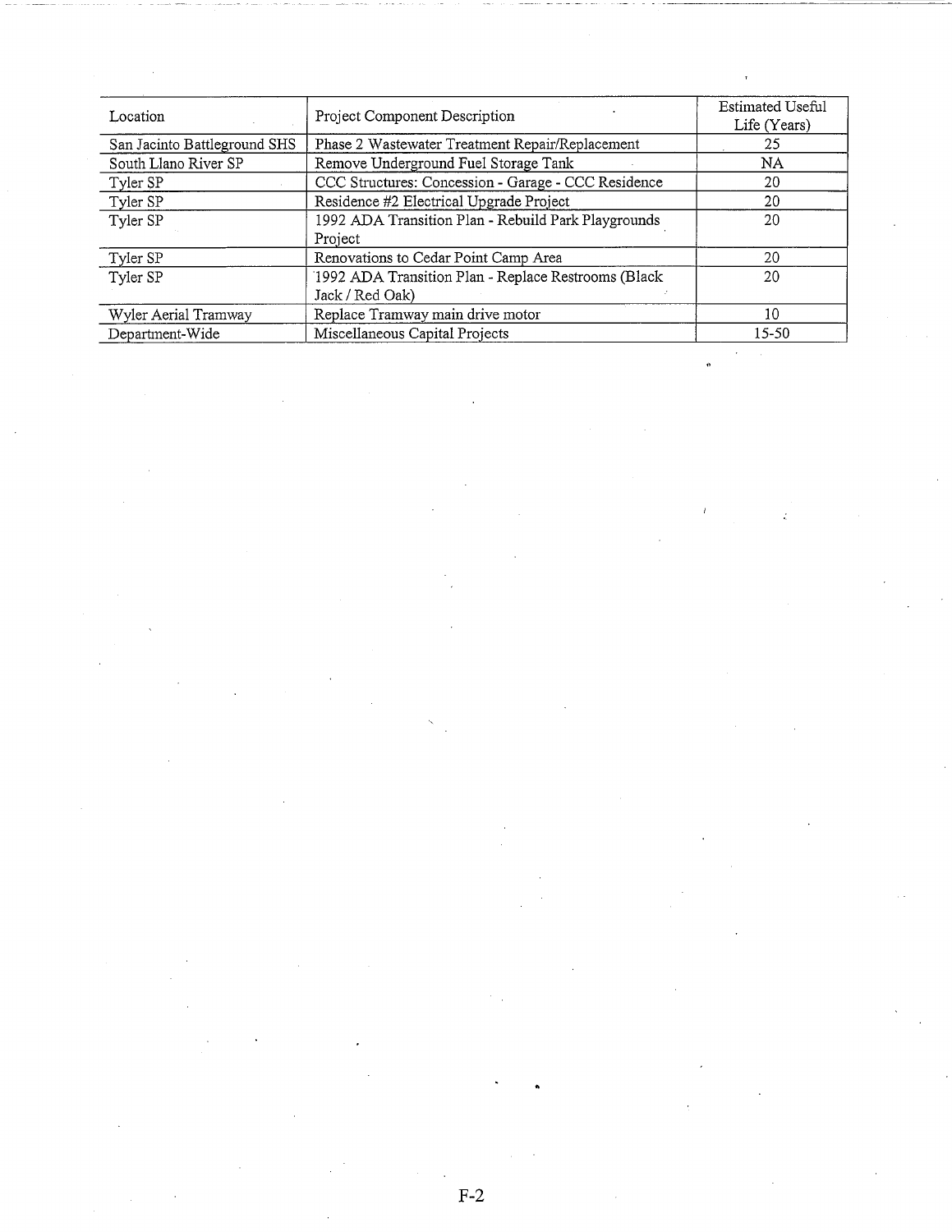| Location | Project Component Description | Estimated Useful Life (Years) |
| --- | --- | --- |
| San Jacinto Battleground SHS | Phase 2 Wastewater Treatment Repair/Replacement | 25 |
| South Llano River SP | Remove Underground Fuel Storage Tank | NA |
| Tyler SP | CCC Structures: Concession - Garage - CCC Residence | 20 |
| Tyler SP | Residence #2 Electrical Upgrade Project | 20 |
| Tyler SP | 1992 ADA Transition Plan - Rebuild Park Playgrounds Project | 20 |
| Tyler SP | Renovations to Cedar Point Camp Area | 20 |
| Tyler SP | 1992 ADA Transition Plan - Replace Restrooms (Black Jack / Red Oak) | 20 |
| Wyler Aerial Tramway | Replace Tramway main drive motor | 10 |
| Department-Wide | Miscellaneous Capital Projects | 15-50 |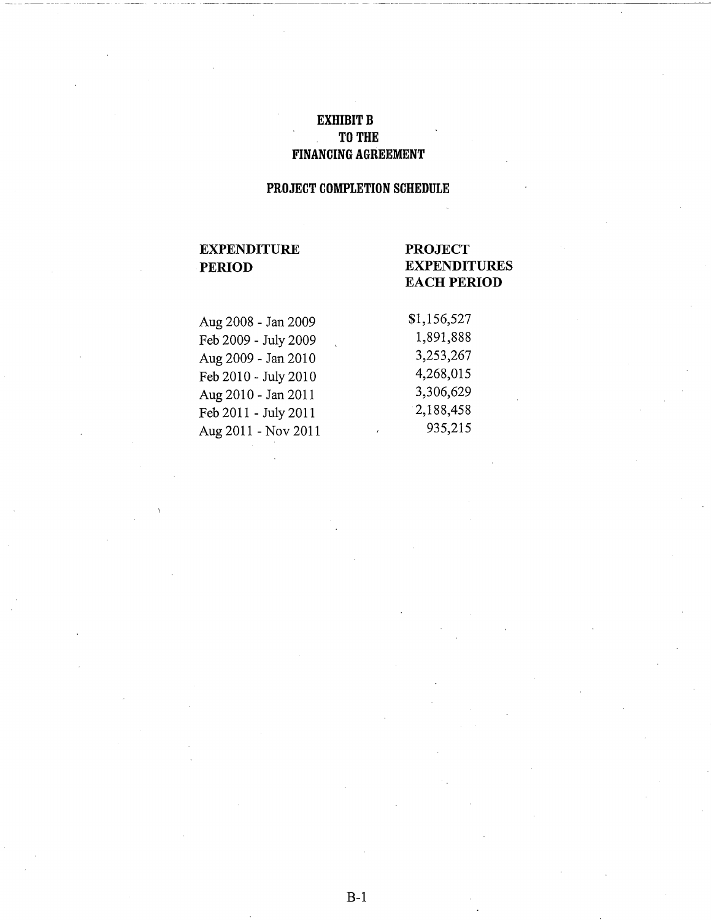# EXHIBIT B
# TO THE
# FINANCING AGREEMENT

## PROJECT COMPLETION SCHEDULE

| EXPENDITURE PERIOD | PROJECT EXPENDITURES EACH PERIOD |
|---|---|
| Aug 2008 - Jan 2009 | $1,156,527 |
| Feb 2009 - July 2009 | 1,891,888 |
| Aug 2009 - Jan 2010 | 3,253,267 |
| Feb 2010 - July 2010 | 4,268,015 |
| Aug 2010 - Jan 2011 | 3,306,629 |
| Feb 2011 - July 2011 | 2,188,458 |
| Aug 2011 - Nov 2011 | 935,215 |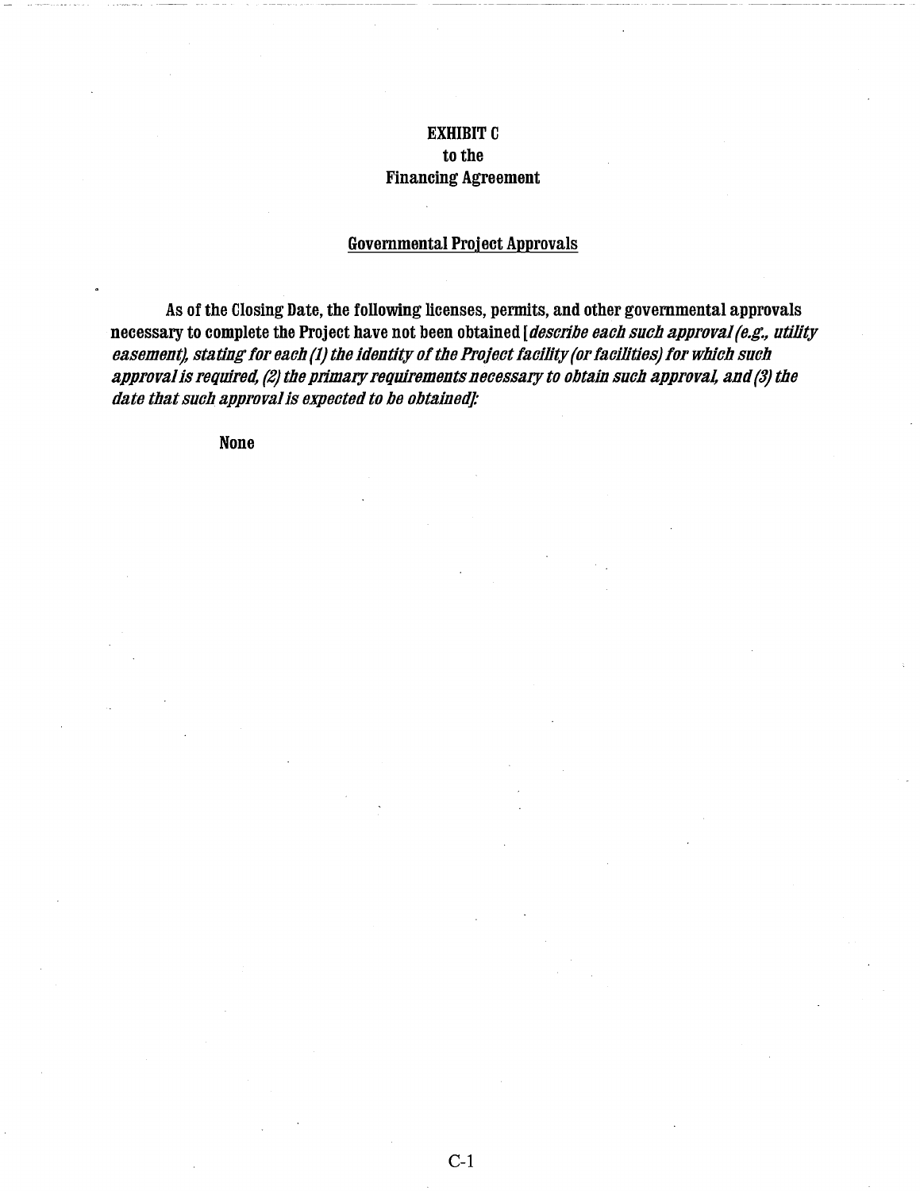**EXHIBIT C**
**to the**
**Financing Agreement**

**Governmental Project Approvals**

**As of the Closing Date, the following licenses, permits, and other governmental approvals necessary to complete the Project have not been obtained [*describe each such approval (e.g., utility easement), stating for each (1) the identity of the Project facility (or facilities) for which such approval is required, (2) the primary requirements necessary to obtain such approval, and (3) the date that such approval is expected to be obtained*]:**

**None**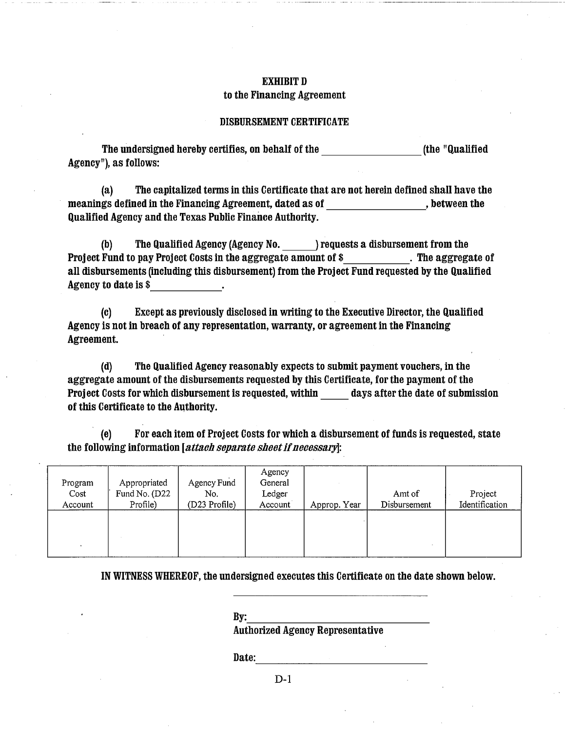**EXHIBIT D**
**to the Financing Agreement**

**DISBURSEMENT CERTIFICATE**

**The undersigned hereby certifies, on behalf of the \_\_\_\_\_\_\_\_\_\_\_\_\_\_\_\_\_\_ (the "Qualified Agency"), as follows:**

**(a) The capitalized terms in this Certificate that are not herein defined shall have the meanings defined in the Financing Agreement, dated as of \_\_\_\_\_\_\_\_\_\_\_\_\_\_\_\_\_\_, between the Qualified Agency and the Texas Public Finance Authority.**

**(b) The Qualified Agency (Agency No. \_\_\_\_\_\_) requests a disbursement from the Project Fund to pay Project Costs in the aggregate amount of $\_\_\_\_\_\_\_\_\_\_\_\_. The aggregate of all disbursements (including this disbursement) from the Project Fund requested by the Qualified Agency to date is $\_\_\_\_\_\_\_\_\_\_\_\_\_.**

**(c) Except as previously disclosed in writing to the Executive Director, the Qualified Agency is not in breach of any representation, warranty, or agreement in the Financing Agreement.**

**(d) The Qualified Agency reasonably expects to submit payment vouchers, in the aggregate amount of the disbursements requested by this Certificate, for the payment of the Project Costs for which disbursement is requested, within \_\_\_\_\_ days after the date of submission of this Certificate to the Authority.**

**(e) For each item of Project Costs for which a disbursement of funds is requested, state the following information *[attach separate sheet if necessary]*:**

| Program Cost Account | Appropriated Fund No. (D22 Profile) | Agency Fund No. (D23 Profile) | Agency General Ledger Account | Approp. Year | Amt of Disbursement | Project Identification |
|---|---|---|---|---|---|---|
| | | | | | | |

**IN WITNESS WHEREOF, the undersigned executes this Certificate on the date shown below.**

\_\_\_\_\_\_\_\_\_\_\_\_\_\_\_\_\_\_\_\_\_\_\_\_\_\_\_\_\_\_\_\_

**By:** \_\_\_\_\_\_\_\_\_\_\_\_\_\_\_\_\_\_\_\_\_\_\_\_\_\_\_\_\_\_
**Authorized Agency Representative**

**Date:** \_\_\_\_\_\_\_\_\_\_\_\_\_\_\_\_\_\_\_\_\_\_\_\_\_\_\_\_

D-1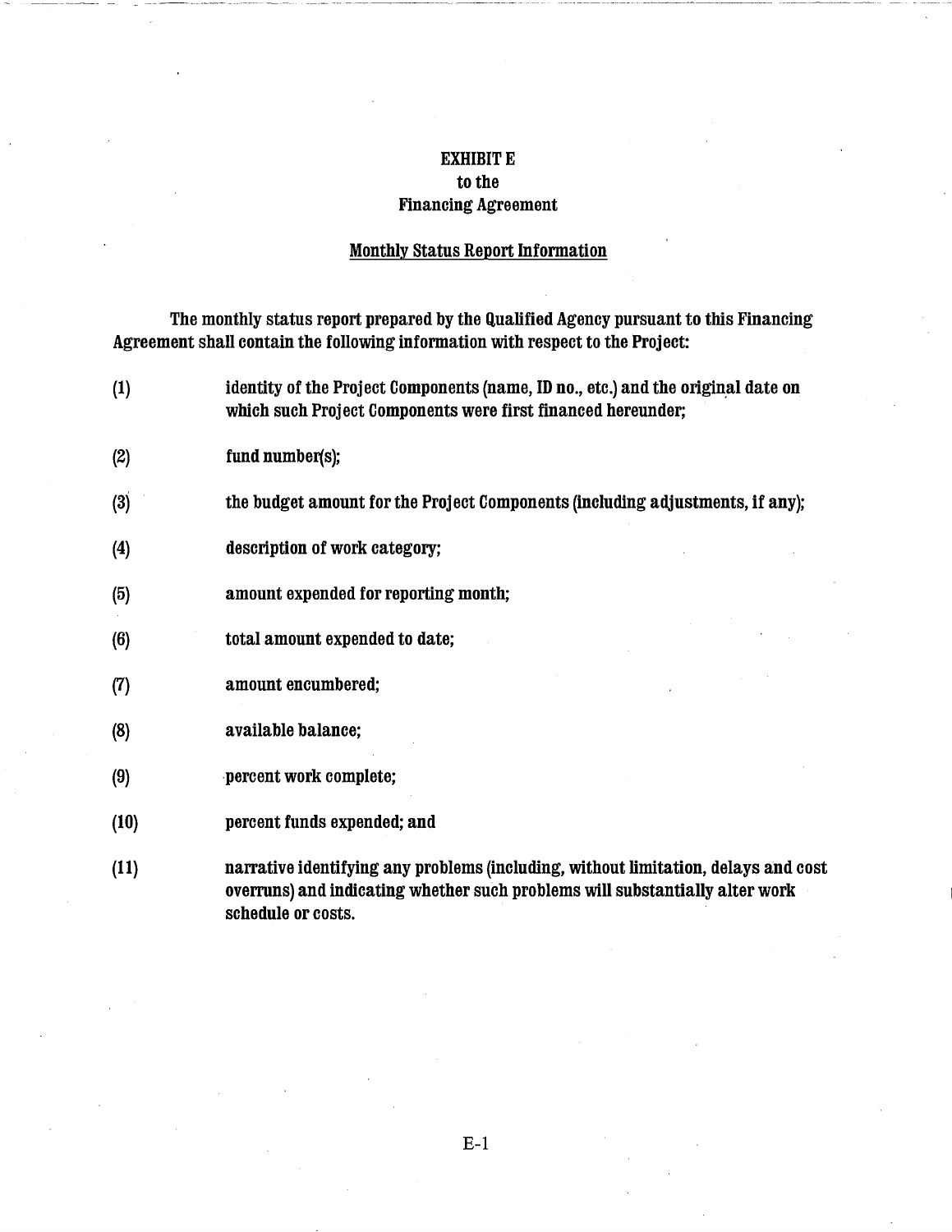# EXHIBIT E
## to the
## Financing Agreement

**Monthly Status Report Information**

The monthly status report prepared by the Qualified Agency pursuant to this Financing Agreement shall contain the following information with respect to the Project:

(1) identity of the Project Components (name, ID no., etc.) and the original date on which such Project Components were first financed hereunder;

(2) fund number(s);

(3) the budget amount for the Project Components (including adjustments, if any);

(4) description of work category;

(5) amount expended for reporting month;

(6) total amount expended to date;

(7) amount encumbered;

(8) available balance;

(9) percent work complete;

(10) percent funds expended; and

(11) narrative identifying any problems (including, without limitation, delays and cost overruns) and indicating whether such problems will substantially alter work schedule or costs.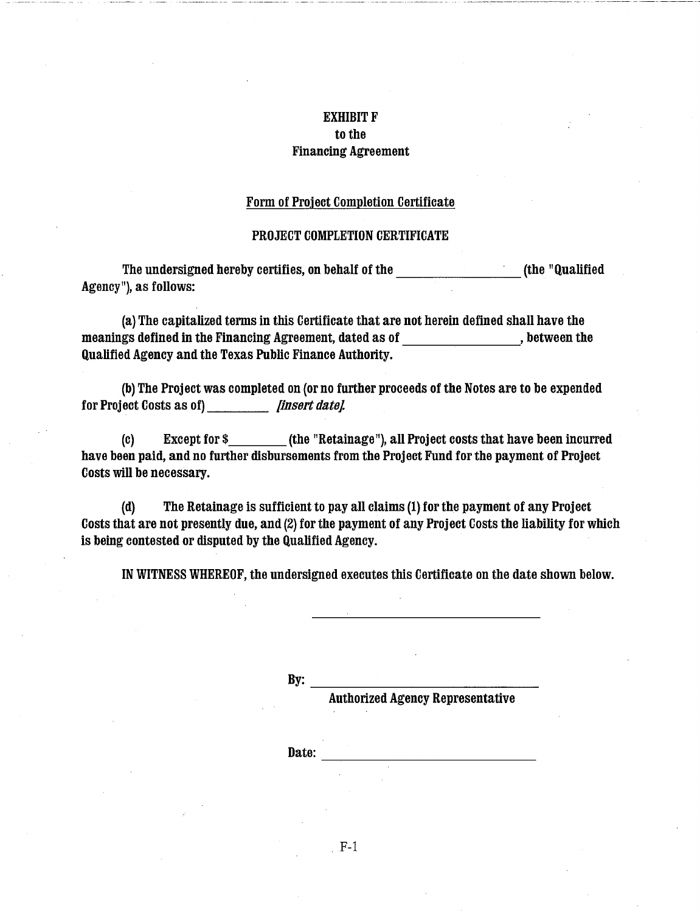# EXHIBIT F
# to the
# Financing Agreement

## Form of Project Completion Certificate

### PROJECT COMPLETION CERTIFICATE

The undersigned hereby certifies, on behalf of the ____________________ (the "Qualified Agency"), as follows:

(a) The capitalized terms in this Certificate that are not herein defined shall have the meanings defined in the Financing Agreement, dated as of ____________________, between the Qualified Agency and the Texas Public Finance Authority.

(b) The Project was completed on (or no further proceeds of the Notes are to be expended for Project Costs as of) __________ *[insert date].*

(c) Except for $__________ (the "Retainage"), all Project costs that have been incurred have been paid, and no further disbursements from the Project Fund for the payment of Project Costs will be necessary.

(d) The Retainage is sufficient to pay all claims (1) for the payment of any Project Costs that are not presently due, and (2) for the payment of any Project Costs the liability for which is being contested or disputed by the Qualified Agency.

IN WITNESS WHEREOF, the undersigned executes this Certificate on the date shown below.

______________________________________

By: ______________________________________
Authorized Agency Representative

Date: ______________________________________